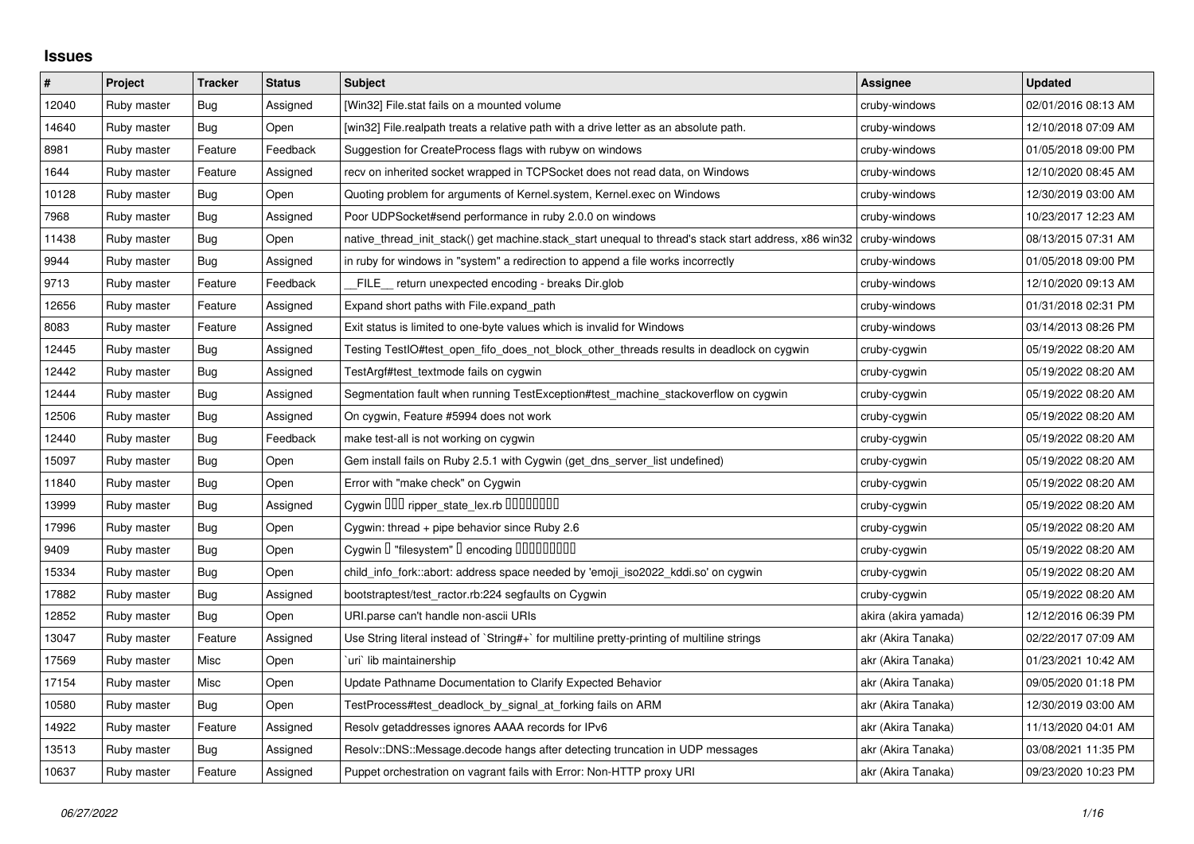## Issues

| # | Project | Tracker | Status | Subject | Assignee | Updated |
|---|---|---|---|---|---|---|
| 12040 | Ruby master | Bug | Assigned | [Win32] File.stat fails on a mounted volume | cruby-windows | 02/01/2016 08:13 AM |
| 14640 | Ruby master | Bug | Open | [win32] File.realpath treats a relative path with a drive letter as an absolute path. | cruby-windows | 12/10/2018 07:09 AM |
| 8981 | Ruby master | Feature | Feedback | Suggestion for CreateProcess flags with rubyw on windows | cruby-windows | 01/05/2018 09:00 PM |
| 1644 | Ruby master | Feature | Assigned | recv on inherited socket wrapped in TCPSocket does not read data, on Windows | cruby-windows | 12/10/2020 08:45 AM |
| 10128 | Ruby master | Bug | Open | Quoting problem for arguments of Kernel.system, Kernel.exec on Windows | cruby-windows | 12/30/2019 03:00 AM |
| 7968 | Ruby master | Bug | Assigned | Poor UDPSocket#send performance in ruby 2.0.0 on windows | cruby-windows | 10/23/2017 12:23 AM |
| 11438 | Ruby master | Bug | Open | native_thread_init_stack() get machine.stack_start unequal to thread's stack start address, x86 win32 | cruby-windows | 08/13/2015 07:31 AM |
| 9944 | Ruby master | Bug | Assigned | in ruby for windows in "system" a redirection to append a file works incorrectly | cruby-windows | 01/05/2018 09:00 PM |
| 9713 | Ruby master | Feature | Feedback | __FILE__ return unexpected encoding - breaks Dir.glob | cruby-windows | 12/10/2020 09:13 AM |
| 12656 | Ruby master | Feature | Assigned | Expand short paths with File.expand_path | cruby-windows | 01/31/2018 02:31 PM |
| 8083 | Ruby master | Feature | Assigned | Exit status is limited to one-byte values which is invalid for Windows | cruby-windows | 03/14/2013 08:26 PM |
| 12445 | Ruby master | Bug | Assigned | Testing TestIO#test_open_fifo_does_not_block_other_threads results in deadlock on cygwin | cruby-cygwin | 05/19/2022 08:20 AM |
| 12442 | Ruby master | Bug | Assigned | TestArgf#test_textmode fails on cygwin | cruby-cygwin | 05/19/2022 08:20 AM |
| 12444 | Ruby master | Bug | Assigned | Segmentation fault when running TestException#test_machine_stackoverflow on cygwin | cruby-cygwin | 05/19/2022 08:20 AM |
| 12506 | Ruby master | Bug | Assigned | On cygwin, Feature #5994 does not work | cruby-cygwin | 05/19/2022 08:20 AM |
| 12440 | Ruby master | Bug | Feedback | make test-all is not working on cygwin | cruby-cygwin | 05/19/2022 08:20 AM |
| 15097 | Ruby master | Bug | Open | Gem install fails on Ruby 2.5.1 with Cygwin (get_dns_server_list undefined) | cruby-cygwin | 05/19/2022 08:20 AM |
| 11840 | Ruby master | Bug | Open | Error with "make check" on Cygwin | cruby-cygwin | 05/19/2022 08:20 AM |
| 13999 | Ruby master | Bug | Assigned | Cygwin ��� ripper_state_lex.rb ���������� | cruby-cygwin | 05/19/2022 08:20 AM |
| 17996 | Ruby master | Bug | Open | Cygwin: thread + pipe behavior since Ruby 2.6 | cruby-cygwin | 05/19/2022 08:20 AM |
| 9409 | Ruby master | Bug | Open | Cygwin � "filesystem" � encoding ���������� | cruby-cygwin | 05/19/2022 08:20 AM |
| 15334 | Ruby master | Bug | Open | child_info_fork::abort: address space needed by 'emoji_iso2022_kddi.so' on cygwin | cruby-cygwin | 05/19/2022 08:20 AM |
| 17882 | Ruby master | Bug | Assigned | bootstraptest/test_ractor.rb:224 segfaults on Cygwin | cruby-cygwin | 05/19/2022 08:20 AM |
| 12852 | Ruby master | Bug | Open | URI.parse can't handle non-ascii URIs | akira (akira yamada) | 12/12/2016 06:39 PM |
| 13047 | Ruby master | Feature | Assigned | Use String literal instead of `String#+` for multiline pretty-printing of multiline strings | akr (Akira Tanaka) | 02/22/2017 07:09 AM |
| 17569 | Ruby master | Misc | Open | `uri` lib maintainership | akr (Akira Tanaka) | 01/23/2021 10:42 AM |
| 17154 | Ruby master | Misc | Open | Update Pathname Documentation to Clarify Expected Behavior | akr (Akira Tanaka) | 09/05/2020 01:18 PM |
| 10580 | Ruby master | Bug | Open | TestProcess#test_deadlock_by_signal_at_forking fails on ARM | akr (Akira Tanaka) | 12/30/2019 03:00 AM |
| 14922 | Ruby master | Feature | Assigned | Resolv getaddresses ignores AAAA records for IPv6 | akr (Akira Tanaka) | 11/13/2020 04:01 AM |
| 13513 | Ruby master | Bug | Assigned | Resolv::DNS::Message.decode hangs after detecting truncation in UDP messages | akr (Akira Tanaka) | 03/08/2021 11:35 PM |
| 10637 | Ruby master | Feature | Assigned | Puppet orchestration on vagrant fails with Error: Non-HTTP proxy URI | akr (Akira Tanaka) | 09/23/2020 10:23 PM |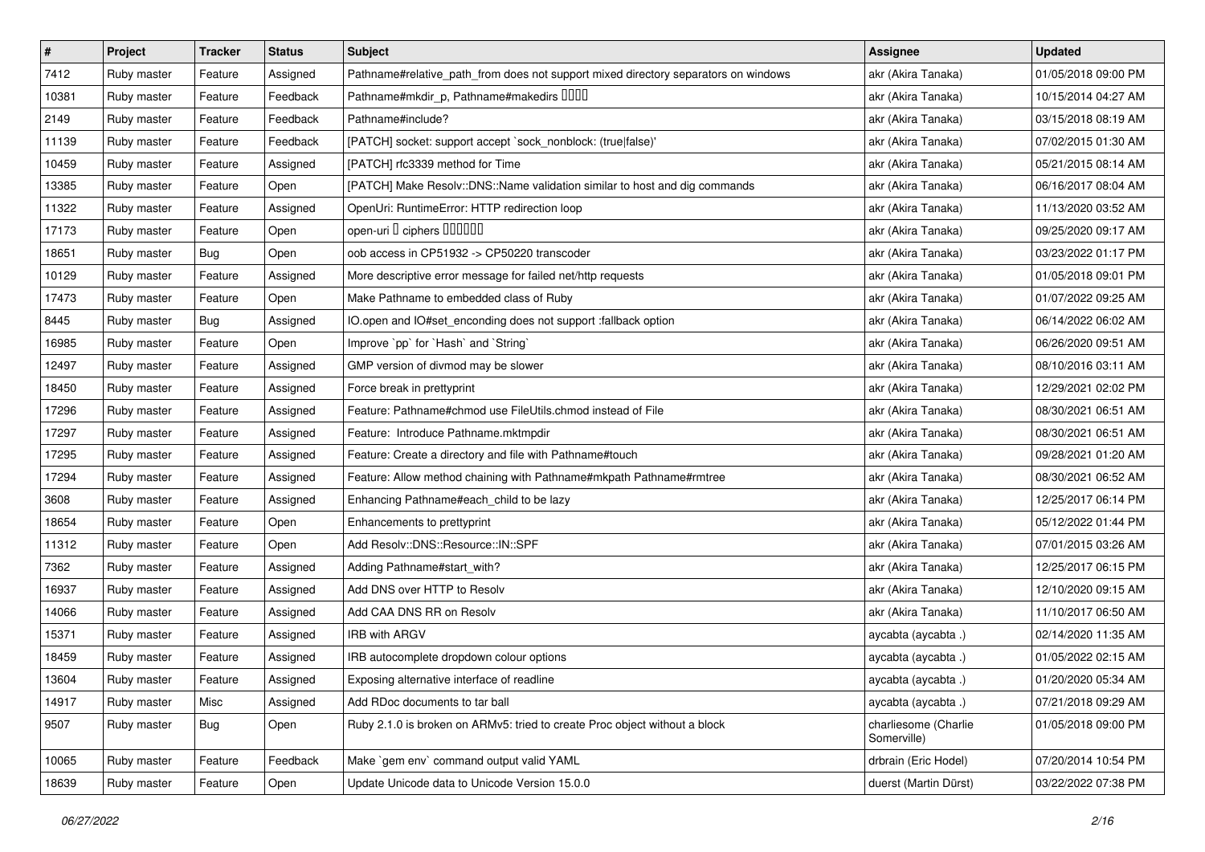| # | Project | Tracker | Status | Subject | Assignee | Updated |
|---|---|---|---|---|---|---|
| 7412 | Ruby master | Feature | Assigned | Pathname#relative_path_from does not support mixed directory separators on windows | akr (Akira Tanaka) | 01/05/2018 09:00 PM |
| 10381 | Ruby master | Feature | Feedback | Pathname#mkdir_p, Pathname#makedirs □□□□ | akr (Akira Tanaka) | 10/15/2014 04:27 AM |
| 2149 | Ruby master | Feature | Feedback | Pathname#include? | akr (Akira Tanaka) | 03/15/2018 08:19 AM |
| 11139 | Ruby master | Feature | Feedback | [PATCH] socket: support accept `sock_nonblock: (true\|false)' | akr (Akira Tanaka) | 07/02/2015 01:30 AM |
| 10459 | Ruby master | Feature | Assigned | [PATCH] rfc3339 method for Time | akr (Akira Tanaka) | 05/21/2015 08:14 AM |
| 13385 | Ruby master | Feature | Open | [PATCH] Make Resolv::DNS::Name validation similar to host and dig commands | akr (Akira Tanaka) | 06/16/2017 08:04 AM |
| 11322 | Ruby master | Feature | Assigned | OpenUri: RuntimeError: HTTP redirection loop | akr (Akira Tanaka) | 11/13/2020 03:52 AM |
| 17173 | Ruby master | Feature | Open | open-uri □ ciphers □□□□□□ | akr (Akira Tanaka) | 09/25/2020 09:17 AM |
| 18651 | Ruby master | Bug | Open | oob access in CP51932 -> CP50220 transcoder | akr (Akira Tanaka) | 03/23/2022 01:17 PM |
| 10129 | Ruby master | Feature | Assigned | More descriptive error message for failed net/http requests | akr (Akira Tanaka) | 01/05/2018 09:01 PM |
| 17473 | Ruby master | Feature | Open | Make Pathname to embedded class of Ruby | akr (Akira Tanaka) | 01/07/2022 09:25 AM |
| 8445 | Ruby master | Bug | Assigned | IO.open and IO#set_enconding does not support :fallback option | akr (Akira Tanaka) | 06/14/2022 06:02 AM |
| 16985 | Ruby master | Feature | Open | Improve `pp` for `Hash` and `String` | akr (Akira Tanaka) | 06/26/2020 09:51 AM |
| 12497 | Ruby master | Feature | Assigned | GMP version of divmod may be slower | akr (Akira Tanaka) | 08/10/2016 03:11 AM |
| 18450 | Ruby master | Feature | Assigned | Force break in prettyprint | akr (Akira Tanaka) | 12/29/2021 02:02 PM |
| 17296 | Ruby master | Feature | Assigned | Feature: Pathname#chmod use FileUtils.chmod instead of File | akr (Akira Tanaka) | 08/30/2021 06:51 AM |
| 17297 | Ruby master | Feature | Assigned | Feature:  Introduce Pathname.mktmpdir | akr (Akira Tanaka) | 08/30/2021 06:51 AM |
| 17295 | Ruby master | Feature | Assigned | Feature: Create a directory and file with Pathname#touch | akr (Akira Tanaka) | 09/28/2021 01:20 AM |
| 17294 | Ruby master | Feature | Assigned | Feature: Allow method chaining with Pathname#mkpath Pathname#rmtree | akr (Akira Tanaka) | 08/30/2021 06:52 AM |
| 3608 | Ruby master | Feature | Assigned | Enhancing Pathname#each_child to be lazy | akr (Akira Tanaka) | 12/25/2017 06:14 PM |
| 18654 | Ruby master | Feature | Open | Enhancements to prettyprint | akr (Akira Tanaka) | 05/12/2022 01:44 PM |
| 11312 | Ruby master | Feature | Open | Add Resolv::DNS::Resource::IN::SPF | akr (Akira Tanaka) | 07/01/2015 03:26 AM |
| 7362 | Ruby master | Feature | Assigned | Adding Pathname#start_with? | akr (Akira Tanaka) | 12/25/2017 06:15 PM |
| 16937 | Ruby master | Feature | Assigned | Add DNS over HTTP to Resolv | akr (Akira Tanaka) | 12/10/2020 09:15 AM |
| 14066 | Ruby master | Feature | Assigned | Add CAA DNS RR on Resolv | akr (Akira Tanaka) | 11/10/2017 06:50 AM |
| 15371 | Ruby master | Feature | Assigned | IRB with ARGV | aycabta (aycabta .) | 02/14/2020 11:35 AM |
| 18459 | Ruby master | Feature | Assigned | IRB autocomplete dropdown colour options | aycabta (aycabta .) | 01/05/2022 02:15 AM |
| 13604 | Ruby master | Feature | Assigned | Exposing alternative interface of readline | aycabta (aycabta .) | 01/20/2020 05:34 AM |
| 14917 | Ruby master | Misc | Assigned | Add RDoc documents to tar ball | aycabta (aycabta .) | 07/21/2018 09:29 AM |
| 9507 | Ruby master | Bug | Open | Ruby 2.1.0 is broken on ARMv5: tried to create Proc object without a block | charliesome (Charlie Somerville) | 01/05/2018 09:00 PM |
| 10065 | Ruby master | Feature | Feedback | Make `gem env` command output valid YAML | drbrain (Eric Hodel) | 07/20/2014 10:54 PM |
| 18639 | Ruby master | Feature | Open | Update Unicode data to Unicode Version 15.0.0 | duerst (Martin Dürst) | 03/22/2022 07:38 PM |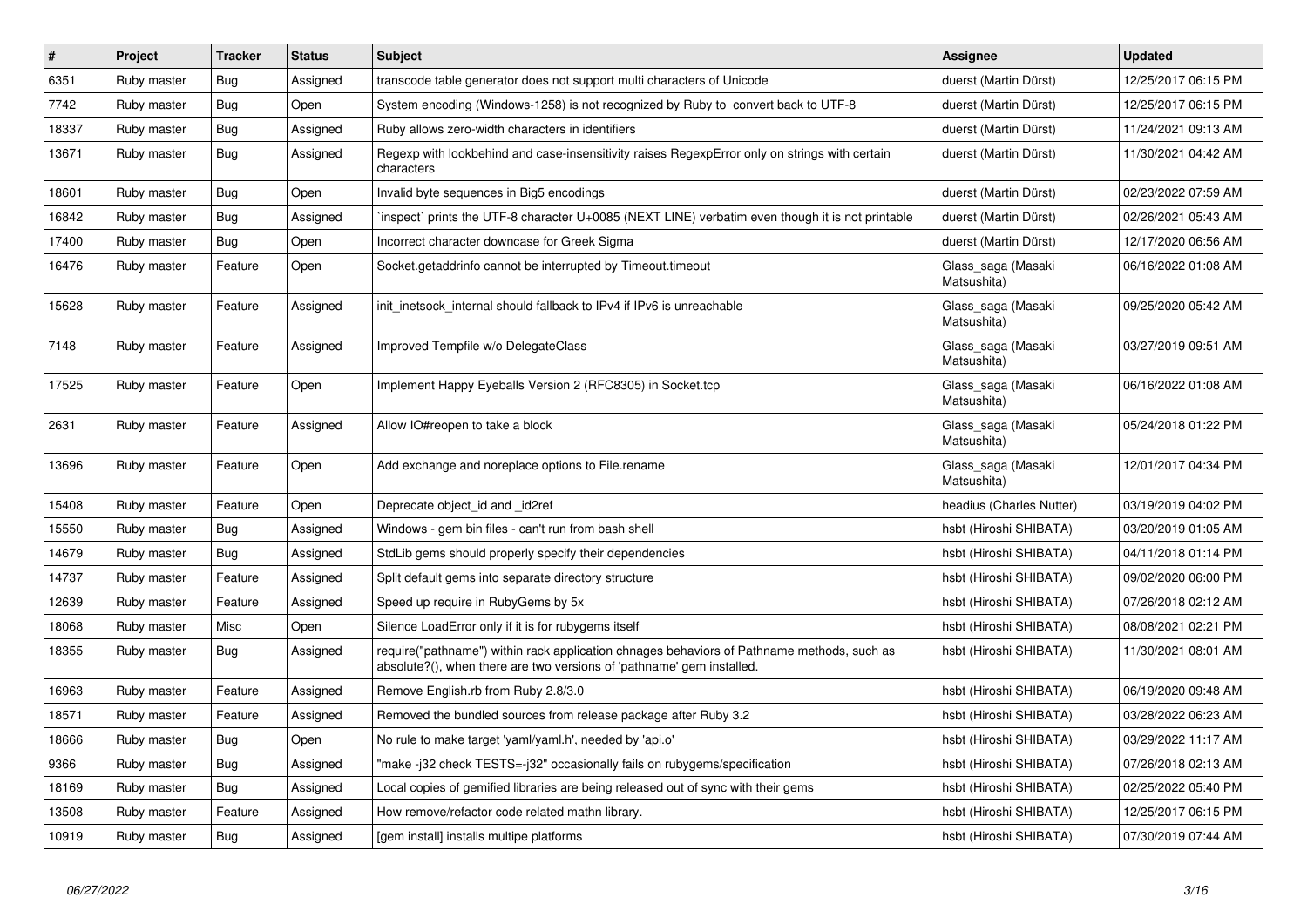| # | Project | Tracker | Status | Subject | Assignee | Updated |
| --- | --- | --- | --- | --- | --- | --- |
| 6351 | Ruby master | Bug | Assigned | transcode table generator does not support multi characters of Unicode | duerst (Martin Dürst) | 12/25/2017 06:15 PM |
| 7742 | Ruby master | Bug | Open | System encoding (Windows-1258) is not recognized by Ruby to  convert back to UTF-8 | duerst (Martin Dürst) | 12/25/2017 06:15 PM |
| 18337 | Ruby master | Bug | Assigned | Ruby allows zero-width characters in identifiers | duerst (Martin Dürst) | 11/24/2021 09:13 AM |
| 13671 | Ruby master | Bug | Assigned | Regexp with lookbehind and case-insensitivity raises RegexpError only on strings with certain characters | duerst (Martin Dürst) | 11/30/2021 04:42 AM |
| 18601 | Ruby master | Bug | Open | Invalid byte sequences in Big5 encodings | duerst (Martin Dürst) | 02/23/2022 07:59 AM |
| 16842 | Ruby master | Bug | Assigned | `inspect` prints the UTF-8 character U+0085 (NEXT LINE) verbatim even though it is not printable | duerst (Martin Dürst) | 02/26/2021 05:43 AM |
| 17400 | Ruby master | Bug | Open | Incorrect character downcase for Greek Sigma | duerst (Martin Dürst) | 12/17/2020 06:56 AM |
| 16476 | Ruby master | Feature | Open | Socket.getaddrinfo cannot be interrupted by Timeout.timeout | Glass_saga (Masaki Matsushita) | 06/16/2022 01:08 AM |
| 15628 | Ruby master | Feature | Assigned | init_inetsock_internal should fallback to IPv4 if IPv6 is unreachable | Glass_saga (Masaki Matsushita) | 09/25/2020 05:42 AM |
| 7148 | Ruby master | Feature | Assigned | Improved Tempfile w/o DelegateClass | Glass_saga (Masaki Matsushita) | 03/27/2019 09:51 AM |
| 17525 | Ruby master | Feature | Open | Implement Happy Eyeballs Version 2 (RFC8305) in Socket.tcp | Glass_saga (Masaki Matsushita) | 06/16/2022 01:08 AM |
| 2631 | Ruby master | Feature | Assigned | Allow IO#reopen to take a block | Glass_saga (Masaki Matsushita) | 05/24/2018 01:22 PM |
| 13696 | Ruby master | Feature | Open | Add exchange and noreplace options to File.rename | Glass_saga (Masaki Matsushita) | 12/01/2017 04:34 PM |
| 15408 | Ruby master | Feature | Open | Deprecate object_id and _id2ref | headius (Charles Nutter) | 03/19/2019 04:02 PM |
| 15550 | Ruby master | Bug | Assigned | Windows - gem bin files - can't run from bash shell | hsbt (Hiroshi SHIBATA) | 03/20/2019 01:05 AM |
| 14679 | Ruby master | Bug | Assigned | StdLib gems should properly specify their dependencies | hsbt (Hiroshi SHIBATA) | 04/11/2018 01:14 PM |
| 14737 | Ruby master | Feature | Assigned | Split default gems into separate directory structure | hsbt (Hiroshi SHIBATA) | 09/02/2020 06:00 PM |
| 12639 | Ruby master | Feature | Assigned | Speed up require in RubyGems by 5x | hsbt (Hiroshi SHIBATA) | 07/26/2018 02:12 AM |
| 18068 | Ruby master | Misc | Open | Silence LoadError only if it is for rubygems itself | hsbt (Hiroshi SHIBATA) | 08/08/2021 02:21 PM |
| 18355 | Ruby master | Bug | Assigned | require("pathname") within rack application chnages behaviors of Pathname methods, such as absolute?(), when there are two versions of 'pathname' gem installed. | hsbt (Hiroshi SHIBATA) | 11/30/2021 08:01 AM |
| 16963 | Ruby master | Feature | Assigned | Remove English.rb from Ruby 2.8/3.0 | hsbt (Hiroshi SHIBATA) | 06/19/2020 09:48 AM |
| 18571 | Ruby master | Feature | Assigned | Removed the bundled sources from release package after Ruby 3.2 | hsbt (Hiroshi SHIBATA) | 03/28/2022 06:23 AM |
| 18666 | Ruby master | Bug | Open | No rule to make target 'yaml/yaml.h', needed by 'api.o' | hsbt (Hiroshi SHIBATA) | 03/29/2022 11:17 AM |
| 9366 | Ruby master | Bug | Assigned | "make -j32 check TESTS=-j32" occasionally fails on rubygems/specification | hsbt (Hiroshi SHIBATA) | 07/26/2018 02:13 AM |
| 18169 | Ruby master | Bug | Assigned | Local copies of gemified libraries are being released out of sync with their gems | hsbt (Hiroshi SHIBATA) | 02/25/2022 05:40 PM |
| 13508 | Ruby master | Feature | Assigned | How remove/refactor code related mathn library. | hsbt (Hiroshi SHIBATA) | 12/25/2017 06:15 PM |
| 10919 | Ruby master | Bug | Assigned | [gem install] installs multipe platforms | hsbt (Hiroshi SHIBATA) | 07/30/2019 07:44 AM |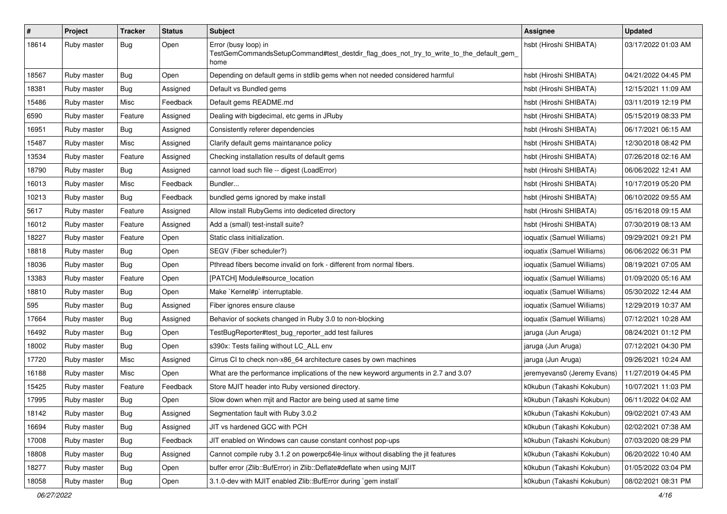| # | Project | Tracker | Status | Subject | Assignee | Updated |
|---|---|---|---|---|---|---|
| 18614 | Ruby master | Bug | Open | Error (busy loop) in TestGemCommandsSetupCommand#test_destdir_flag_does_not_try_to_write_to_the_default_gem_home | hsbt (Hiroshi SHIBATA) | 03/17/2022 01:03 AM |
| 18567 | Ruby master | Bug | Open | Depending on default gems in stdlib gems when not needed considered harmful | hsbt (Hiroshi SHIBATA) | 04/21/2022 04:45 PM |
| 18381 | Ruby master | Bug | Assigned | Default vs Bundled gems | hsbt (Hiroshi SHIBATA) | 12/15/2021 11:09 AM |
| 15486 | Ruby master | Misc | Feedback | Default gems README.md | hsbt (Hiroshi SHIBATA) | 03/11/2019 12:19 PM |
| 6590 | Ruby master | Feature | Assigned | Dealing with bigdecimal, etc gems in JRuby | hsbt (Hiroshi SHIBATA) | 05/15/2019 08:33 PM |
| 16951 | Ruby master | Bug | Assigned | Consistently referer dependencies | hsbt (Hiroshi SHIBATA) | 06/17/2021 06:15 AM |
| 15487 | Ruby master | Misc | Assigned | Clarify default gems maintanance policy | hsbt (Hiroshi SHIBATA) | 12/30/2018 08:42 PM |
| 13534 | Ruby master | Feature | Assigned | Checking installation results of default gems | hsbt (Hiroshi SHIBATA) | 07/26/2018 02:16 AM |
| 18790 | Ruby master | Bug | Assigned | cannot load such file -- digest (LoadError) | hsbt (Hiroshi SHIBATA) | 06/06/2022 12:41 AM |
| 16013 | Ruby master | Misc | Feedback | Bundler... | hsbt (Hiroshi SHIBATA) | 10/17/2019 05:20 PM |
| 10213 | Ruby master | Bug | Feedback | bundled gems ignored by make install | hsbt (Hiroshi SHIBATA) | 06/10/2022 09:55 AM |
| 5617 | Ruby master | Feature | Assigned | Allow install RubyGems into dediceted directory | hsbt (Hiroshi SHIBATA) | 05/16/2018 09:15 AM |
| 16012 | Ruby master | Feature | Assigned | Add a (small) test-install suite? | hsbt (Hiroshi SHIBATA) | 07/30/2019 08:13 AM |
| 18227 | Ruby master | Feature | Open | Static class initialization. | ioquatix (Samuel Williams) | 09/29/2021 09:21 PM |
| 18818 | Ruby master | Bug | Open | SEGV (Fiber scheduler?) | ioquatix (Samuel Williams) | 06/06/2022 06:31 PM |
| 18036 | Ruby master | Bug | Open | Pthread fibers become invalid on fork - different from normal fibers. | ioquatix (Samuel Williams) | 08/19/2021 07:05 AM |
| 13383 | Ruby master | Feature | Open | [PATCH] Module#source_location | ioquatix (Samuel Williams) | 01/09/2020 05:16 AM |
| 18810 | Ruby master | Bug | Open | Make `Kernel#p` interruptable. | ioquatix (Samuel Williams) | 05/30/2022 12:44 AM |
| 595 | Ruby master | Bug | Assigned | Fiber ignores ensure clause | ioquatix (Samuel Williams) | 12/29/2019 10:37 AM |
| 17664 | Ruby master | Bug | Assigned | Behavior of sockets changed in Ruby 3.0 to non-blocking | ioquatix (Samuel Williams) | 07/12/2021 10:28 AM |
| 16492 | Ruby master | Bug | Open | TestBugReporter#test_bug_reporter_add test failures | jaruga (Jun Aruga) | 08/24/2021 01:12 PM |
| 18002 | Ruby master | Bug | Open | s390x: Tests failing without LC_ALL env | jaruga (Jun Aruga) | 07/12/2021 04:30 PM |
| 17720 | Ruby master | Misc | Assigned | Cirrus CI to check non-x86_64 architecture cases by own machines | jaruga (Jun Aruga) | 09/26/2021 10:24 AM |
| 16188 | Ruby master | Misc | Open | What are the performance implications of the new keyword arguments in 2.7 and 3.0? | jeremyevans0 (Jeremy Evans) | 11/27/2019 04:45 PM |
| 15425 | Ruby master | Feature | Feedback | Store MJIT header into Ruby versioned directory. | k0kubun (Takashi Kokubun) | 10/07/2021 11:03 PM |
| 17995 | Ruby master | Bug | Open | Slow down when mjit and Ractor are being used at same time | k0kubun (Takashi Kokubun) | 06/11/2022 04:02 AM |
| 18142 | Ruby master | Bug | Assigned | Segmentation fault with Ruby 3.0.2 | k0kubun (Takashi Kokubun) | 09/02/2021 07:43 AM |
| 16694 | Ruby master | Bug | Assigned | JIT vs hardened GCC with PCH | k0kubun (Takashi Kokubun) | 02/02/2021 07:38 AM |
| 17008 | Ruby master | Bug | Feedback | JIT enabled on Windows can cause constant conhost pop-ups | k0kubun (Takashi Kokubun) | 07/03/2020 08:29 PM |
| 18808 | Ruby master | Bug | Assigned | Cannot compile ruby 3.1.2 on powerpc64le-linux without disabling the jit features | k0kubun (Takashi Kokubun) | 06/20/2022 10:40 AM |
| 18277 | Ruby master | Bug | Open | buffer error (Zlib::BufError) in Zlib::Deflate#deflate when using MJIT | k0kubun (Takashi Kokubun) | 01/05/2022 03:04 PM |
| 18058 | Ruby master | Bug | Open | 3.1.0-dev with MJIT enabled Zlib::BufError during `gem install` | k0kubun (Takashi Kokubun) | 08/02/2021 08:31 PM |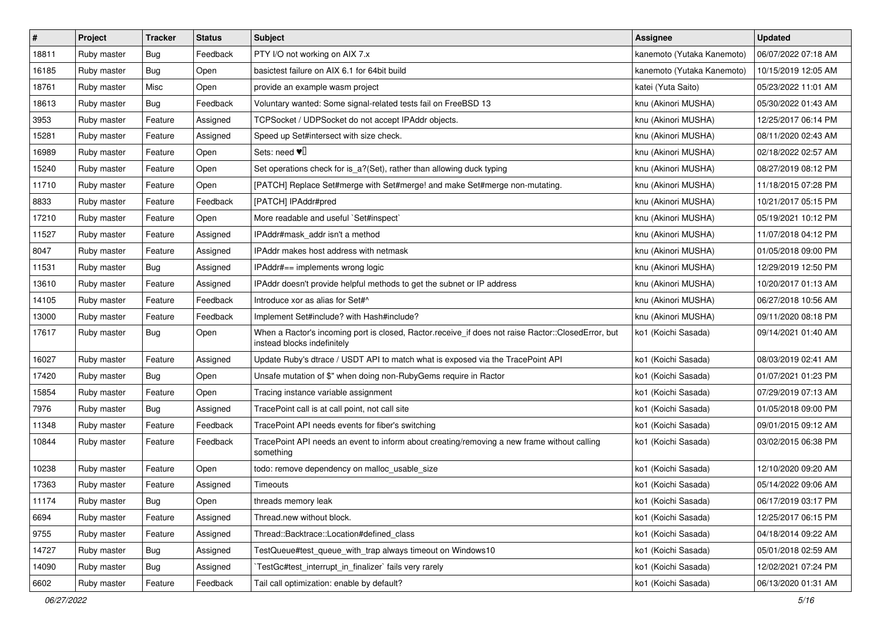| # | Project | Tracker | Status | Subject | Assignee | Updated |
|---|---|---|---|---|---|---|
| 18811 | Ruby master | Bug | Feedback | PTY I/O not working on AIX 7.x | kanemoto (Yutaka Kanemoto) | 06/07/2022 07:18 AM |
| 16185 | Ruby master | Bug | Open | basictest failure on AIX 6.1 for 64bit build | kanemoto (Yutaka Kanemoto) | 10/15/2019 12:05 AM |
| 18761 | Ruby master | Misc | Open | provide an example wasm project | katei (Yuta Saito) | 05/23/2022 11:01 AM |
| 18613 | Ruby master | Bug | Feedback | Voluntary wanted: Some signal-related tests fail on FreeBSD 13 | knu (Akinori MUSHA) | 05/30/2022 01:43 AM |
| 3953 | Ruby master | Feature | Assigned | TCPSocket / UDPSocket do not accept IPAddr objects. | knu (Akinori MUSHA) | 12/25/2017 06:14 PM |
| 15281 | Ruby master | Feature | Assigned | Speed up Set#intersect with size check. | knu (Akinori MUSHA) | 08/11/2020 02:43 AM |
| 16989 | Ruby master | Feature | Open | Sets: need ♥️ | knu (Akinori MUSHA) | 02/18/2022 02:57 AM |
| 15240 | Ruby master | Feature | Open | Set operations check for is_a?(Set), rather than allowing duck typing | knu (Akinori MUSHA) | 08/27/2019 08:12 PM |
| 11710 | Ruby master | Feature | Open | [PATCH] Replace Set#merge with Set#merge! and make Set#merge non-mutating. | knu (Akinori MUSHA) | 11/18/2015 07:28 PM |
| 8833 | Ruby master | Feature | Feedback | [PATCH] IPAddr#pred | knu (Akinori MUSHA) | 10/21/2017 05:15 PM |
| 17210 | Ruby master | Feature | Open | More readable and useful `Set#inspect` | knu (Akinori MUSHA) | 05/19/2021 10:12 PM |
| 11527 | Ruby master | Feature | Assigned | IPAddr#mask_addr isn't a method | knu (Akinori MUSHA) | 11/07/2018 04:12 PM |
| 8047 | Ruby master | Feature | Assigned | IPAddr makes host address with netmask | knu (Akinori MUSHA) | 01/05/2018 09:00 PM |
| 11531 | Ruby master | Bug | Assigned | IPAddr#== implements wrong logic | knu (Akinori MUSHA) | 12/29/2019 12:50 PM |
| 13610 | Ruby master | Feature | Assigned | IPAddr doesn't provide helpful methods to get the subnet or IP address | knu (Akinori MUSHA) | 10/20/2017 01:13 AM |
| 14105 | Ruby master | Feature | Feedback | Introduce xor as alias for Set#^ | knu (Akinori MUSHA) | 06/27/2018 10:56 AM |
| 13000 | Ruby master | Feature | Feedback | Implement Set#include? with Hash#include? | knu (Akinori MUSHA) | 09/11/2020 08:18 PM |
| 17617 | Ruby master | Bug | Open | When a Ractor's incoming port is closed, Ractor.receive_if does not raise Ractor::ClosedError, but instead blocks indefinitely | ko1 (Koichi Sasada) | 09/14/2021 01:40 AM |
| 16027 | Ruby master | Feature | Assigned | Update Ruby's dtrace / USDT API to match what is exposed via the TracePoint API | ko1 (Koichi Sasada) | 08/03/2019 02:41 AM |
| 17420 | Ruby master | Bug | Open | Unsafe mutation of $" when doing non-RubyGems require in Ractor | ko1 (Koichi Sasada) | 01/07/2021 01:23 PM |
| 15854 | Ruby master | Feature | Open | Tracing instance variable assignment | ko1 (Koichi Sasada) | 07/29/2019 07:13 AM |
| 7976 | Ruby master | Bug | Assigned | TracePoint call is at call point, not call site | ko1 (Koichi Sasada) | 01/05/2018 09:00 PM |
| 11348 | Ruby master | Feature | Feedback | TracePoint API needs events for fiber's switching | ko1 (Koichi Sasada) | 09/01/2015 09:12 AM |
| 10844 | Ruby master | Feature | Feedback | TracePoint API needs an event to inform about creating/removing a new frame without calling something | ko1 (Koichi Sasada) | 03/02/2015 06:38 PM |
| 10238 | Ruby master | Feature | Open | todo: remove dependency on malloc_usable_size | ko1 (Koichi Sasada) | 12/10/2020 09:20 AM |
| 17363 | Ruby master | Feature | Assigned | Timeouts | ko1 (Koichi Sasada) | 05/14/2022 09:06 AM |
| 11174 | Ruby master | Bug | Open | threads memory leak | ko1 (Koichi Sasada) | 06/17/2019 03:17 PM |
| 6694 | Ruby master | Feature | Assigned | Thread.new without block. | ko1 (Koichi Sasada) | 12/25/2017 06:15 PM |
| 9755 | Ruby master | Feature | Assigned | Thread::Backtrace::Location#defined_class | ko1 (Koichi Sasada) | 04/18/2014 09:22 AM |
| 14727 | Ruby master | Bug | Assigned | TestQueue#test_queue_with_trap always timeout on Windows10 | ko1 (Koichi Sasada) | 05/01/2018 02:59 AM |
| 14090 | Ruby master | Bug | Assigned | `TestGc#test_interrupt_in_finalizer` fails very rarely | ko1 (Koichi Sasada) | 12/02/2021 07:24 PM |
| 6602 | Ruby master | Feature | Feedback | Tail call optimization: enable by default? | ko1 (Koichi Sasada) | 06/13/2020 01:31 AM |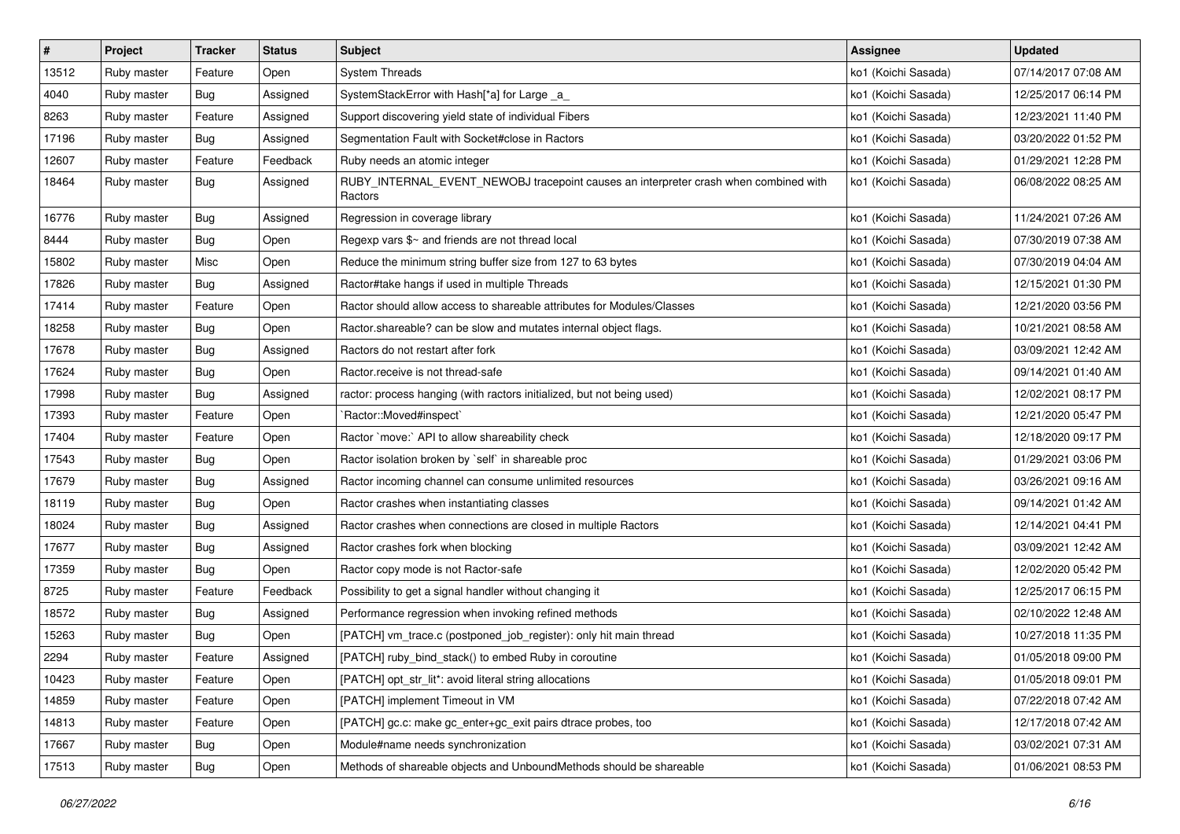| # | Project | Tracker | Status | Subject | Assignee | Updated |
|---|---|---|---|---|---|---|
| 13512 | Ruby master | Feature | Open | System Threads | ko1 (Koichi Sasada) | 07/14/2017 07:08 AM |
| 4040 | Ruby master | Bug | Assigned | SystemStackError with Hash[*a] for Large _a_ | ko1 (Koichi Sasada) | 12/25/2017 06:14 PM |
| 8263 | Ruby master | Feature | Assigned | Support discovering yield state of individual Fibers | ko1 (Koichi Sasada) | 12/23/2021 11:40 PM |
| 17196 | Ruby master | Bug | Assigned | Segmentation Fault with Socket#close in Ractors | ko1 (Koichi Sasada) | 03/20/2022 01:52 PM |
| 12607 | Ruby master | Feature | Feedback | Ruby needs an atomic integer | ko1 (Koichi Sasada) | 01/29/2021 12:28 PM |
| 18464 | Ruby master | Bug | Assigned | RUBY_INTERNAL_EVENT_NEWOBJ tracepoint causes an interpreter crash when combined with Ractors | ko1 (Koichi Sasada) | 06/08/2022 08:25 AM |
| 16776 | Ruby master | Bug | Assigned | Regression in coverage library | ko1 (Koichi Sasada) | 11/24/2021 07:26 AM |
| 8444 | Ruby master | Bug | Open | Regexp vars $~ and friends are not thread local | ko1 (Koichi Sasada) | 07/30/2019 07:38 AM |
| 15802 | Ruby master | Misc | Open | Reduce the minimum string buffer size from 127 to 63 bytes | ko1 (Koichi Sasada) | 07/30/2019 04:04 AM |
| 17826 | Ruby master | Bug | Assigned | Ractor#take hangs if used in multiple Threads | ko1 (Koichi Sasada) | 12/15/2021 01:30 PM |
| 17414 | Ruby master | Feature | Open | Ractor should allow access to shareable attributes for Modules/Classes | ko1 (Koichi Sasada) | 12/21/2020 03:56 PM |
| 18258 | Ruby master | Bug | Open | Ractor.shareable? can be slow and mutates internal object flags. | ko1 (Koichi Sasada) | 10/21/2021 08:58 AM |
| 17678 | Ruby master | Bug | Assigned | Ractors do not restart after fork | ko1 (Koichi Sasada) | 03/09/2021 12:42 AM |
| 17624 | Ruby master | Bug | Open | Ractor.receive is not thread-safe | ko1 (Koichi Sasada) | 09/14/2021 01:40 AM |
| 17998 | Ruby master | Bug | Assigned | ractor: process hanging (with ractors initialized, but not being used) | ko1 (Koichi Sasada) | 12/02/2021 08:17 PM |
| 17393 | Ruby master | Feature | Open | `Ractor::Moved#inspect` | ko1 (Koichi Sasada) | 12/21/2020 05:47 PM |
| 17404 | Ruby master | Feature | Open | Ractor `move:` API to allow shareability check | ko1 (Koichi Sasada) | 12/18/2020 09:17 PM |
| 17543 | Ruby master | Bug | Open | Ractor isolation broken by `self` in shareable proc | ko1 (Koichi Sasada) | 01/29/2021 03:06 PM |
| 17679 | Ruby master | Bug | Assigned | Ractor incoming channel can consume unlimited resources | ko1 (Koichi Sasada) | 03/26/2021 09:16 AM |
| 18119 | Ruby master | Bug | Open | Ractor crashes when instantiating classes | ko1 (Koichi Sasada) | 09/14/2021 01:42 AM |
| 18024 | Ruby master | Bug | Assigned | Ractor crashes when connections are closed in multiple Ractors | ko1 (Koichi Sasada) | 12/14/2021 04:41 PM |
| 17677 | Ruby master | Bug | Assigned | Ractor crashes fork when blocking | ko1 (Koichi Sasada) | 03/09/2021 12:42 AM |
| 17359 | Ruby master | Bug | Open | Ractor copy mode is not Ractor-safe | ko1 (Koichi Sasada) | 12/02/2020 05:42 PM |
| 8725 | Ruby master | Feature | Feedback | Possibility to get a signal handler without changing it | ko1 (Koichi Sasada) | 12/25/2017 06:15 PM |
| 18572 | Ruby master | Bug | Assigned | Performance regression when invoking refined methods | ko1 (Koichi Sasada) | 02/10/2022 12:48 AM |
| 15263 | Ruby master | Bug | Open | [PATCH] vm_trace.c (postponed_job_register): only hit main thread | ko1 (Koichi Sasada) | 10/27/2018 11:35 PM |
| 2294 | Ruby master | Feature | Assigned | [PATCH] ruby_bind_stack() to embed Ruby in coroutine | ko1 (Koichi Sasada) | 01/05/2018 09:00 PM |
| 10423 | Ruby master | Feature | Open | [PATCH] opt_str_lit*: avoid literal string allocations | ko1 (Koichi Sasada) | 01/05/2018 09:01 PM |
| 14859 | Ruby master | Feature | Open | [PATCH] implement Timeout in VM | ko1 (Koichi Sasada) | 07/22/2018 07:42 AM |
| 14813 | Ruby master | Feature | Open | [PATCH] gc.c: make gc_enter+gc_exit pairs dtrace probes, too | ko1 (Koichi Sasada) | 12/17/2018 07:42 AM |
| 17667 | Ruby master | Bug | Open | Module#name needs synchronization | ko1 (Koichi Sasada) | 03/02/2021 07:31 AM |
| 17513 | Ruby master | Bug | Open | Methods of shareable objects and UnboundMethods should be shareable | ko1 (Koichi Sasada) | 01/06/2021 08:53 PM |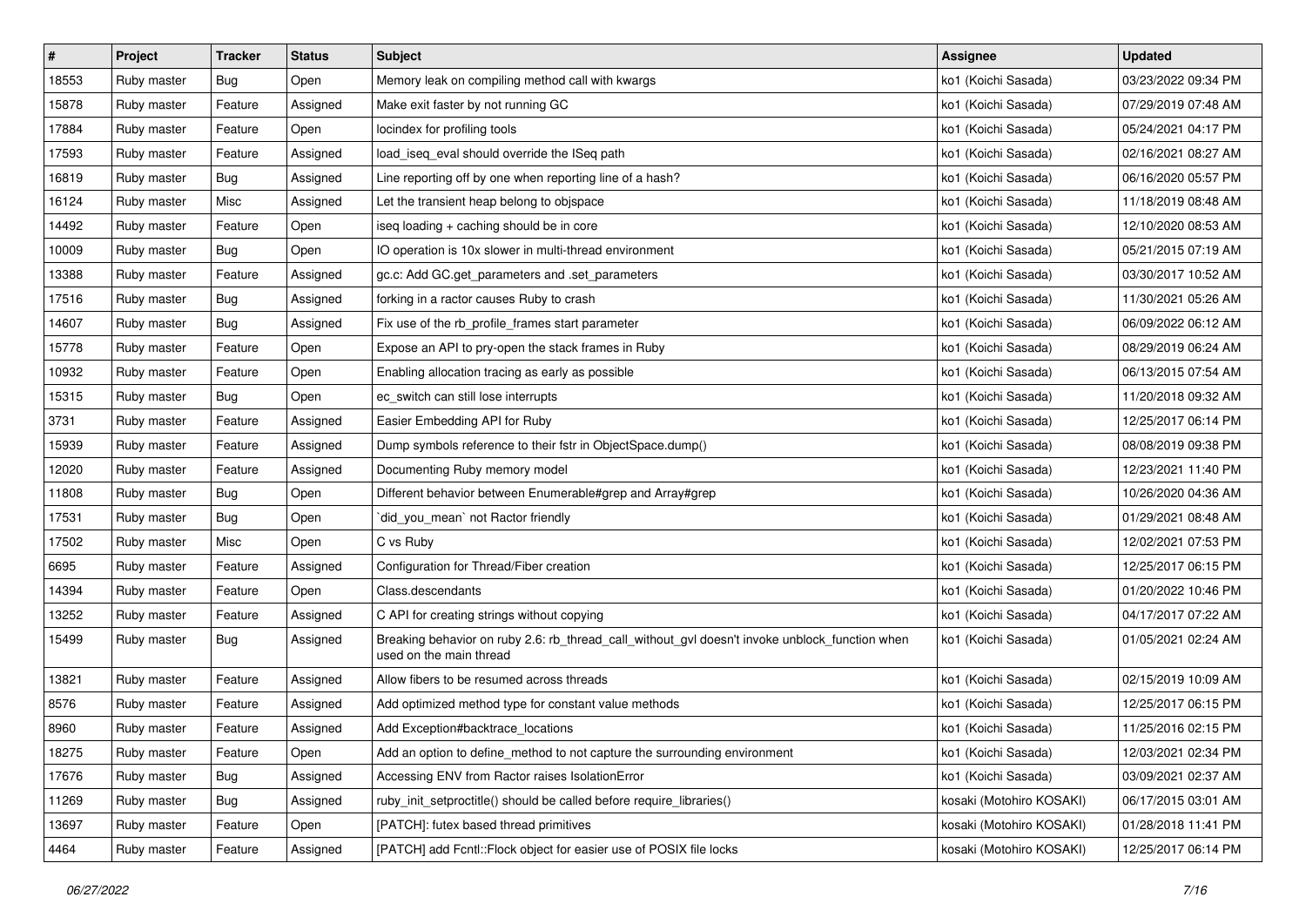| # | Project | Tracker | Status | Subject | Assignee | Updated |
|---|---|---|---|---|---|---|
| 18553 | Ruby master | Bug | Open | Memory leak on compiling method call with kwargs | ko1 (Koichi Sasada) | 03/23/2022 09:34 PM |
| 15878 | Ruby master | Feature | Assigned | Make exit faster by not running GC | ko1 (Koichi Sasada) | 07/29/2019 07:48 AM |
| 17884 | Ruby master | Feature | Open | locindex for profiling tools | ko1 (Koichi Sasada) | 05/24/2021 04:17 PM |
| 17593 | Ruby master | Feature | Assigned | load_iseq_eval should override the ISeq path | ko1 (Koichi Sasada) | 02/16/2021 08:27 AM |
| 16819 | Ruby master | Bug | Assigned | Line reporting off by one when reporting line of a hash? | ko1 (Koichi Sasada) | 06/16/2020 05:57 PM |
| 16124 | Ruby master | Misc | Assigned | Let the transient heap belong to objspace | ko1 (Koichi Sasada) | 11/18/2019 08:48 AM |
| 14492 | Ruby master | Feature | Open | iseq loading + caching should be in core | ko1 (Koichi Sasada) | 12/10/2020 08:53 AM |
| 10009 | Ruby master | Bug | Open | IO operation is 10x slower in multi-thread environment | ko1 (Koichi Sasada) | 05/21/2015 07:19 AM |
| 13388 | Ruby master | Feature | Assigned | gc.c: Add GC.get_parameters and .set_parameters | ko1 (Koichi Sasada) | 03/30/2017 10:52 AM |
| 17516 | Ruby master | Bug | Assigned | forking in a ractor causes Ruby to crash | ko1 (Koichi Sasada) | 11/30/2021 05:26 AM |
| 14607 | Ruby master | Bug | Assigned | Fix use of the rb_profile_frames start parameter | ko1 (Koichi Sasada) | 06/09/2022 06:12 AM |
| 15778 | Ruby master | Feature | Open | Expose an API to pry-open the stack frames in Ruby | ko1 (Koichi Sasada) | 08/29/2019 06:24 AM |
| 10932 | Ruby master | Feature | Open | Enabling allocation tracing as early as possible | ko1 (Koichi Sasada) | 06/13/2015 07:54 AM |
| 15315 | Ruby master | Bug | Open | ec_switch can still lose interrupts | ko1 (Koichi Sasada) | 11/20/2018 09:32 AM |
| 3731 | Ruby master | Feature | Assigned | Easier Embedding API for Ruby | ko1 (Koichi Sasada) | 12/25/2017 06:14 PM |
| 15939 | Ruby master | Feature | Assigned | Dump symbols reference to their fstr in ObjectSpace.dump() | ko1 (Koichi Sasada) | 08/08/2019 09:38 PM |
| 12020 | Ruby master | Feature | Assigned | Documenting Ruby memory model | ko1 (Koichi Sasada) | 12/23/2021 11:40 PM |
| 11808 | Ruby master | Bug | Open | Different behavior between Enumerable#grep and Array#grep | ko1 (Koichi Sasada) | 10/26/2020 04:36 AM |
| 17531 | Ruby master | Bug | Open | `did_you_mean` not Ractor friendly | ko1 (Koichi Sasada) | 01/29/2021 08:48 AM |
| 17502 | Ruby master | Misc | Open | C vs Ruby | ko1 (Koichi Sasada) | 12/02/2021 07:53 PM |
| 6695 | Ruby master | Feature | Assigned | Configuration for Thread/Fiber creation | ko1 (Koichi Sasada) | 12/25/2017 06:15 PM |
| 14394 | Ruby master | Feature | Open | Class.descendants | ko1 (Koichi Sasada) | 01/20/2022 10:46 PM |
| 13252 | Ruby master | Feature | Assigned | C API for creating strings without copying | ko1 (Koichi Sasada) | 04/17/2017 07:22 AM |
| 15499 | Ruby master | Bug | Assigned | Breaking behavior on ruby 2.6: rb_thread_call_without_gvl doesn't invoke unblock_function when used on the main thread | ko1 (Koichi Sasada) | 01/05/2021 02:24 AM |
| 13821 | Ruby master | Feature | Assigned | Allow fibers to be resumed across threads | ko1 (Koichi Sasada) | 02/15/2019 10:09 AM |
| 8576 | Ruby master | Feature | Assigned | Add optimized method type for constant value methods | ko1 (Koichi Sasada) | 12/25/2017 06:15 PM |
| 8960 | Ruby master | Feature | Assigned | Add Exception#backtrace_locations | ko1 (Koichi Sasada) | 11/25/2016 02:15 PM |
| 18275 | Ruby master | Feature | Open | Add an option to define_method to not capture the surrounding environment | ko1 (Koichi Sasada) | 12/03/2021 02:34 PM |
| 17676 | Ruby master | Bug | Assigned | Accessing ENV from Ractor raises IsolationError | ko1 (Koichi Sasada) | 03/09/2021 02:37 AM |
| 11269 | Ruby master | Bug | Assigned | ruby_init_setproctitle() should be called before require_libraries() | kosaki (Motohiro KOSAKI) | 06/17/2015 03:01 AM |
| 13697 | Ruby master | Feature | Open | [PATCH]: futex based thread primitives | kosaki (Motohiro KOSAKI) | 01/28/2018 11:41 PM |
| 4464 | Ruby master | Feature | Assigned | [PATCH] add Fcntl::Flock object for easier use of POSIX file locks | kosaki (Motohiro KOSAKI) | 12/25/2017 06:14 PM |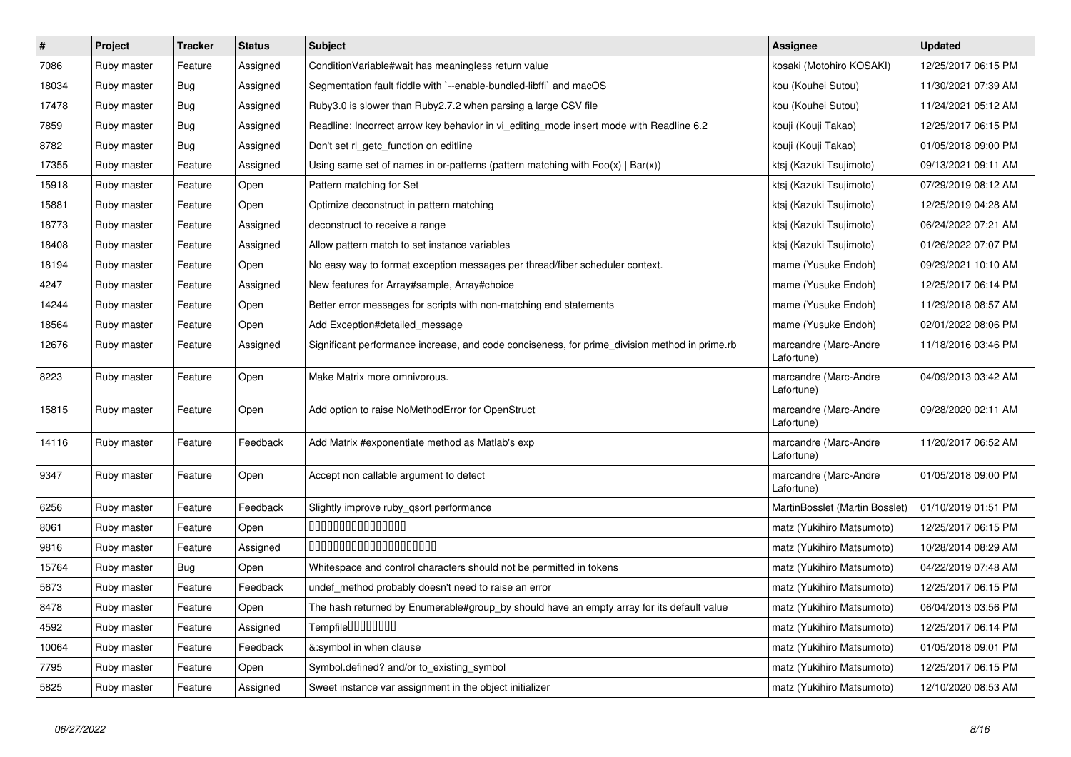| # | Project | Tracker | Status | Subject | Assignee | Updated |
|---|---|---|---|---|---|---|
| 7086 | Ruby master | Feature | Assigned | ConditionVariable#wait has meaningless return value | kosaki (Motohiro KOSAKI) | 12/25/2017 06:15 PM |
| 18034 | Ruby master | Bug | Assigned | Segmentation fault fiddle with `--enable-bundled-libffi` and macOS | kou (Kouhei Sutou) | 11/30/2021 07:39 AM |
| 17478 | Ruby master | Bug | Assigned | Ruby3.0 is slower than Ruby2.7.2 when parsing a large CSV file | kou (Kouhei Sutou) | 11/24/2021 05:12 AM |
| 7859 | Ruby master | Bug | Assigned | Readline: Incorrect arrow key behavior in vi_editing_mode insert mode with Readline 6.2 | kouji (Kouji Takao) | 12/25/2017 06:15 PM |
| 8782 | Ruby master | Bug | Assigned | Don't set rl_getc_function on editline | kouji (Kouji Takao) | 01/05/2018 09:00 PM |
| 17355 | Ruby master | Feature | Assigned | Using same set of names in or-patterns (pattern matching with Foo(x) \| Bar(x)) | ktsj (Kazuki Tsujimoto) | 09/13/2021 09:11 AM |
| 15918 | Ruby master | Feature | Open | Pattern matching for Set | ktsj (Kazuki Tsujimoto) | 07/29/2019 08:12 AM |
| 15881 | Ruby master | Feature | Open | Optimize deconstruct in pattern matching | ktsj (Kazuki Tsujimoto) | 12/25/2019 04:28 AM |
| 18773 | Ruby master | Feature | Assigned | deconstruct to receive a range | ktsj (Kazuki Tsujimoto) | 06/24/2022 07:21 AM |
| 18408 | Ruby master | Feature | Assigned | Allow pattern match to set instance variables | ktsj (Kazuki Tsujimoto) | 01/26/2022 07:07 PM |
| 18194 | Ruby master | Feature | Open | No easy way to format exception messages per thread/fiber scheduler context. | mame (Yusuke Endoh) | 09/29/2021 10:10 AM |
| 4247 | Ruby master | Feature | Assigned | New features for Array#sample, Array#choice | mame (Yusuke Endoh) | 12/25/2017 06:14 PM |
| 14244 | Ruby master | Feature | Open | Better error messages for scripts with non-matching end statements | mame (Yusuke Endoh) | 11/29/2018 08:57 AM |
| 18564 | Ruby master | Feature | Open | Add Exception#detailed_message | mame (Yusuke Endoh) | 02/01/2022 08:06 PM |
| 12676 | Ruby master | Feature | Assigned | Significant performance increase, and code conciseness, for prime_division method in prime.rb | marcandre (Marc-Andre Lafortune) | 11/18/2016 03:46 PM |
| 8223 | Ruby master | Feature | Open | Make Matrix more omnivorous. | marcandre (Marc-Andre Lafortune) | 04/09/2013 03:42 AM |
| 15815 | Ruby master | Feature | Open | Add option to raise NoMethodError for OpenStruct | marcandre (Marc-Andre Lafortune) | 09/28/2020 02:11 AM |
| 14116 | Ruby master | Feature | Feedback | Add Matrix #exponentiate method as Matlab's exp | marcandre (Marc-Andre Lafortune) | 11/20/2017 06:52 AM |
| 9347 | Ruby master | Feature | Open | Accept non callable argument to detect | marcandre (Marc-Andre Lafortune) | 01/05/2018 09:00 PM |
| 6256 | Ruby master | Feature | Feedback | Slightly improve ruby_qsort performance | MartinBosslet (Martin Bosslet) | 01/10/2019 01:51 PM |
| 8061 | Ruby master | Feature | Open | 0000000000000000 | matz (Yukihiro Matsumoto) | 12/25/2017 06:15 PM |
| 9816 | Ruby master | Feature | Assigned | 0000000000000000000000 | matz (Yukihiro Matsumoto) | 10/28/2014 08:29 AM |
| 15764 | Ruby master | Bug | Open | Whitespace and control characters should not be permitted in tokens | matz (Yukihiro Matsumoto) | 04/22/2019 07:48 AM |
| 5673 | Ruby master | Feature | Feedback | undef_method probably doesn't need to raise an error | matz (Yukihiro Matsumoto) | 12/25/2017 06:15 PM |
| 8478 | Ruby master | Feature | Open | The hash returned by Enumerable#group_by should have an empty array for its default value | matz (Yukihiro Matsumoto) | 06/04/2013 03:56 PM |
| 4592 | Ruby master | Feature | Assigned | Tempfile00000000 | matz (Yukihiro Matsumoto) | 12/25/2017 06:14 PM |
| 10064 | Ruby master | Feature | Feedback | &:symbol in when clause | matz (Yukihiro Matsumoto) | 01/05/2018 09:01 PM |
| 7795 | Ruby master | Feature | Open | Symbol.defined? and/or to_existing_symbol | matz (Yukihiro Matsumoto) | 12/25/2017 06:15 PM |
| 5825 | Ruby master | Feature | Assigned | Sweet instance var assignment in the object initializer | matz (Yukihiro Matsumoto) | 12/10/2020 08:53 AM |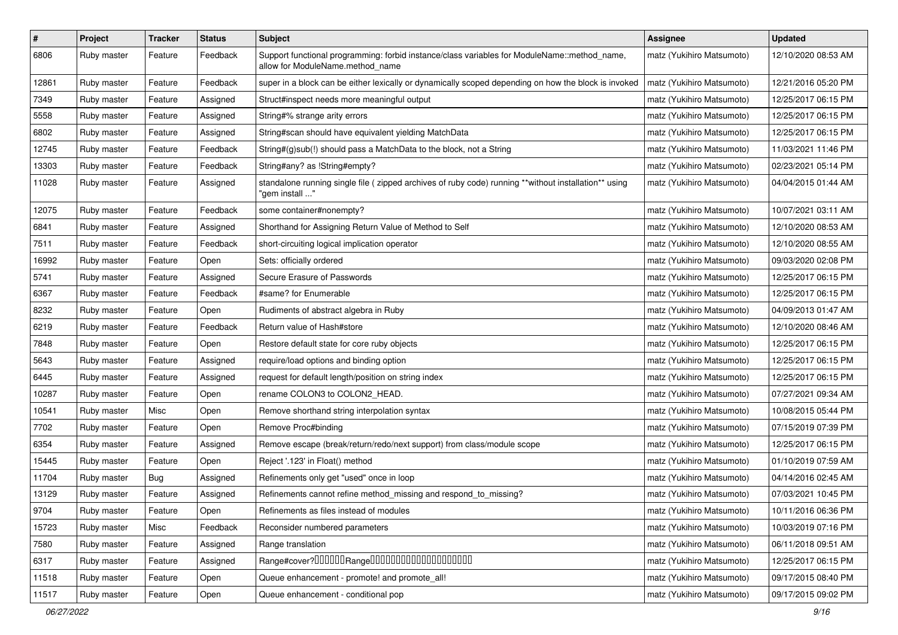| # | Project | Tracker | Status | Subject | Assignee | Updated |
|---|---|---|---|---|---|---|
| 6806 | Ruby master | Feature | Feedback | Support functional programming: forbid instance/class variables for ModuleName::method_name, allow for ModuleName.method_name | matz (Yukihiro Matsumoto) | 12/10/2020 08:53 AM |
| 12861 | Ruby master | Feature | Feedback | super in a block can be either lexically or dynamically scoped depending on how the block is invoked | matz (Yukihiro Matsumoto) | 12/21/2016 05:20 PM |
| 7349 | Ruby master | Feature | Assigned | Struct#inspect needs more meaningful output | matz (Yukihiro Matsumoto) | 12/25/2017 06:15 PM |
| 5558 | Ruby master | Feature | Assigned | String#% strange arity errors | matz (Yukihiro Matsumoto) | 12/25/2017 06:15 PM |
| 6802 | Ruby master | Feature | Assigned | String#scan should have equivalent yielding MatchData | matz (Yukihiro Matsumoto) | 12/25/2017 06:15 PM |
| 12745 | Ruby master | Feature | Feedback | String#(g)sub(!) should pass a MatchData to the block, not a String | matz (Yukihiro Matsumoto) | 11/03/2021 11:46 PM |
| 13303 | Ruby master | Feature | Feedback | String#any? as !String#empty? | matz (Yukihiro Matsumoto) | 02/23/2021 05:14 PM |
| 11028 | Ruby master | Feature | Assigned | standalone running single file ( zipped archives of ruby code) running **without installation** using "gem install ..." | matz (Yukihiro Matsumoto) | 04/04/2015 01:44 AM |
| 12075 | Ruby master | Feature | Feedback | some container#nonempty? | matz (Yukihiro Matsumoto) | 10/07/2021 03:11 AM |
| 6841 | Ruby master | Feature | Assigned | Shorthand for Assigning Return Value of Method to Self | matz (Yukihiro Matsumoto) | 12/10/2020 08:53 AM |
| 7511 | Ruby master | Feature | Feedback | short-circuiting logical implication operator | matz (Yukihiro Matsumoto) | 12/10/2020 08:55 AM |
| 16992 | Ruby master | Feature | Open | Sets: officially ordered | matz (Yukihiro Matsumoto) | 09/03/2020 02:08 PM |
| 5741 | Ruby master | Feature | Assigned | Secure Erasure of Passwords | matz (Yukihiro Matsumoto) | 12/25/2017 06:15 PM |
| 6367 | Ruby master | Feature | Feedback | #same? for Enumerable | matz (Yukihiro Matsumoto) | 12/25/2017 06:15 PM |
| 8232 | Ruby master | Feature | Open | Rudiments of abstract algebra in Ruby | matz (Yukihiro Matsumoto) | 04/09/2013 01:47 AM |
| 6219 | Ruby master | Feature | Feedback | Return value of Hash#store | matz (Yukihiro Matsumoto) | 12/10/2020 08:46 AM |
| 7848 | Ruby master | Feature | Open | Restore default state for core ruby objects | matz (Yukihiro Matsumoto) | 12/25/2017 06:15 PM |
| 5643 | Ruby master | Feature | Assigned | require/load options and binding option | matz (Yukihiro Matsumoto) | 12/25/2017 06:15 PM |
| 6445 | Ruby master | Feature | Assigned | request for default length/position on string index | matz (Yukihiro Matsumoto) | 12/25/2017 06:15 PM |
| 10287 | Ruby master | Feature | Open | rename COLON3 to COLON2_HEAD. | matz (Yukihiro Matsumoto) | 07/27/2021 09:34 AM |
| 10541 | Ruby master | Misc | Open | Remove shorthand string interpolation syntax | matz (Yukihiro Matsumoto) | 10/08/2015 05:44 PM |
| 7702 | Ruby master | Feature | Open | Remove Proc#binding | matz (Yukihiro Matsumoto) | 07/15/2019 07:39 PM |
| 6354 | Ruby master | Feature | Assigned | Remove escape (break/return/redo/next support) from class/module scope | matz (Yukihiro Matsumoto) | 12/25/2017 06:15 PM |
| 15445 | Ruby master | Feature | Open | Reject '.123' in Float() method | matz (Yukihiro Matsumoto) | 01/10/2019 07:59 AM |
| 11704 | Ruby master | Bug | Assigned | Refinements only get "used" once in loop | matz (Yukihiro Matsumoto) | 04/14/2016 02:45 AM |
| 13129 | Ruby master | Feature | Assigned | Refinements cannot refine method_missing and respond_to_missing? | matz (Yukihiro Matsumoto) | 07/03/2021 10:45 PM |
| 9704 | Ruby master | Feature | Open | Refinements as files instead of modules | matz (Yukihiro Matsumoto) | 10/11/2016 06:36 PM |
| 15723 | Ruby master | Misc | Feedback | Reconsider numbered parameters | matz (Yukihiro Matsumoto) | 10/03/2019 07:16 PM |
| 7580 | Ruby master | Feature | Assigned | Range translation | matz (Yukihiro Matsumoto) | 06/11/2018 09:51 AM |
| 6317 | Ruby master | Feature | Assigned | Range#cover?□□□□□□Range□□□□□□□□□□□□□□□□□□□□ | matz (Yukihiro Matsumoto) | 12/25/2017 06:15 PM |
| 11518 | Ruby master | Feature | Open | Queue enhancement - promote! and promote_all! | matz (Yukihiro Matsumoto) | 09/17/2015 08:40 PM |
| 11517 | Ruby master | Feature | Open | Queue enhancement - conditional pop | matz (Yukihiro Matsumoto) | 09/17/2015 09:02 PM |

*06/27/2022*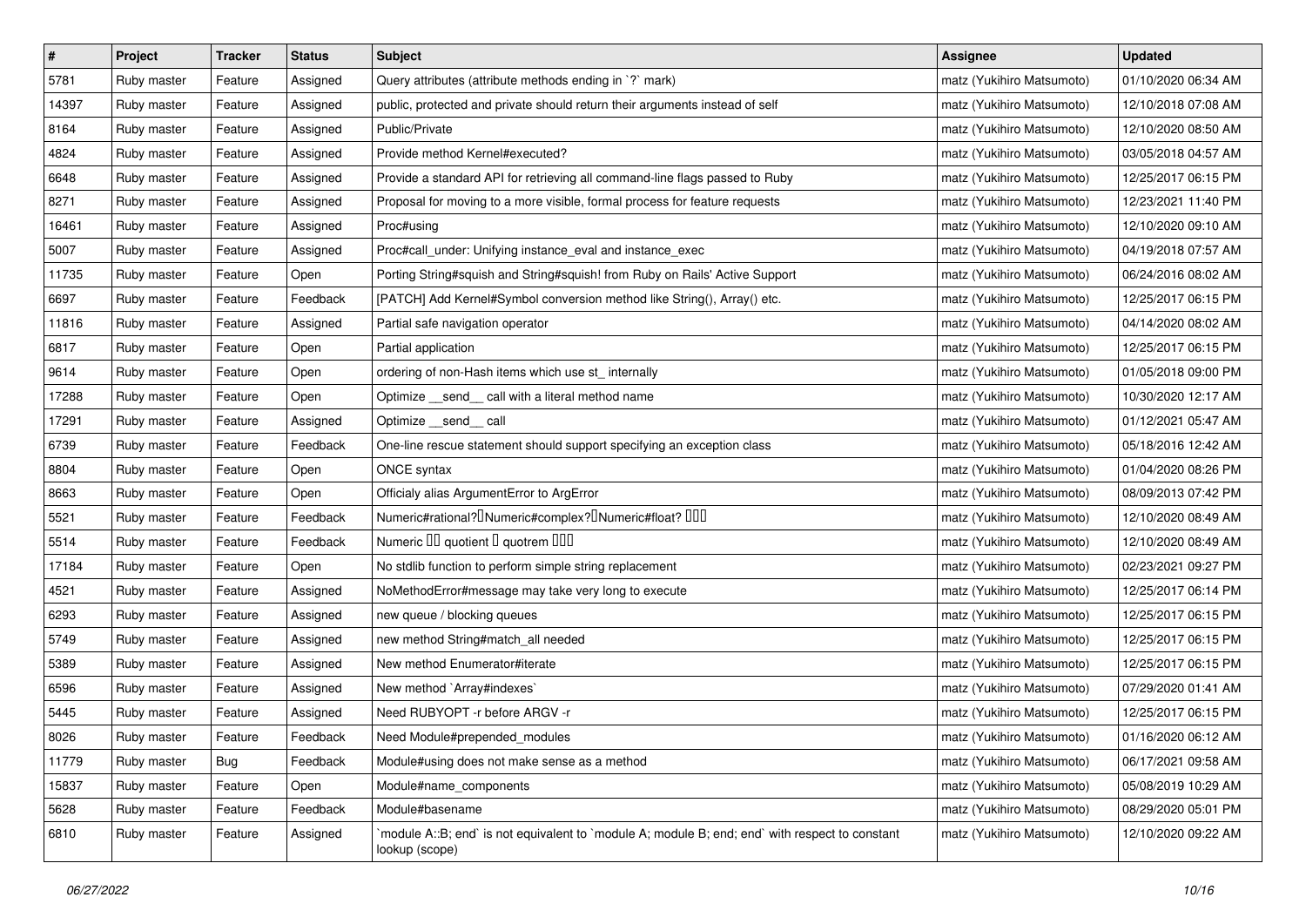| # | Project | Tracker | Status | Subject | Assignee | Updated |
|---|---|---|---|---|---|---|
| 5781 | Ruby master | Feature | Assigned | Query attributes (attribute methods ending in `?` mark) | matz (Yukihiro Matsumoto) | 01/10/2020 06:34 AM |
| 14397 | Ruby master | Feature | Assigned | public, protected and private should return their arguments instead of self | matz (Yukihiro Matsumoto) | 12/10/2018 07:08 AM |
| 8164 | Ruby master | Feature | Assigned | Public/Private | matz (Yukihiro Matsumoto) | 12/10/2020 08:50 AM |
| 4824 | Ruby master | Feature | Assigned | Provide method Kernel#executed? | matz (Yukihiro Matsumoto) | 03/05/2018 04:57 AM |
| 6648 | Ruby master | Feature | Assigned | Provide a standard API for retrieving all command-line flags passed to Ruby | matz (Yukihiro Matsumoto) | 12/25/2017 06:15 PM |
| 8271 | Ruby master | Feature | Assigned | Proposal for moving to a more visible, formal process for feature requests | matz (Yukihiro Matsumoto) | 12/23/2021 11:40 PM |
| 16461 | Ruby master | Feature | Assigned | Proc#using | matz (Yukihiro Matsumoto) | 12/10/2020 09:10 AM |
| 5007 | Ruby master | Feature | Assigned | Proc#call_under: Unifying instance_eval and instance_exec | matz (Yukihiro Matsumoto) | 04/19/2018 07:57 AM |
| 11735 | Ruby master | Feature | Open | Porting String#squish and String#squish! from Ruby on Rails' Active Support | matz (Yukihiro Matsumoto) | 06/24/2016 08:02 AM |
| 6697 | Ruby master | Feature | Feedback | [PATCH] Add Kernel#Symbol conversion method like String(), Array() etc. | matz (Yukihiro Matsumoto) | 12/25/2017 06:15 PM |
| 11816 | Ruby master | Feature | Assigned | Partial safe navigation operator | matz (Yukihiro Matsumoto) | 04/14/2020 08:02 AM |
| 6817 | Ruby master | Feature | Open | Partial application | matz (Yukihiro Matsumoto) | 12/25/2017 06:15 PM |
| 9614 | Ruby master | Feature | Open | ordering of non-Hash items which use st_ internally | matz (Yukihiro Matsumoto) | 01/05/2018 09:00 PM |
| 17288 | Ruby master | Feature | Open | Optimize __send__ call with a literal method name | matz (Yukihiro Matsumoto) | 10/30/2020 12:17 AM |
| 17291 | Ruby master | Feature | Assigned | Optimize __send__ call | matz (Yukihiro Matsumoto) | 01/12/2021 05:47 AM |
| 6739 | Ruby master | Feature | Feedback | One-line rescue statement should support specifying an exception class | matz (Yukihiro Matsumoto) | 05/18/2016 12:42 AM |
| 8804 | Ruby master | Feature | Open | ONCE syntax | matz (Yukihiro Matsumoto) | 01/04/2020 08:26 PM |
| 8663 | Ruby master | Feature | Open | Officialy alias ArgumentError to ArgError | matz (Yukihiro Matsumoto) | 08/09/2013 07:42 PM |
| 5521 | Ruby master | Feature | Feedback | Numeric#rational?�Numeric#complex?�Numeric#float? ��� | matz (Yukihiro Matsumoto) | 12/10/2020 08:49 AM |
| 5514 | Ruby master | Feature | Feedback | Numeric �� quotient � quotrem ��� | matz (Yukihiro Matsumoto) | 12/10/2020 08:49 AM |
| 17184 | Ruby master | Feature | Open | No stdlib function to perform simple string replacement | matz (Yukihiro Matsumoto) | 02/23/2021 09:27 PM |
| 4521 | Ruby master | Feature | Assigned | NoMethodError#message may take very long to execute | matz (Yukihiro Matsumoto) | 12/25/2017 06:14 PM |
| 6293 | Ruby master | Feature | Assigned | new queue / blocking queues | matz (Yukihiro Matsumoto) | 12/25/2017 06:15 PM |
| 5749 | Ruby master | Feature | Assigned | new method String#match_all needed | matz (Yukihiro Matsumoto) | 12/25/2017 06:15 PM |
| 5389 | Ruby master | Feature | Assigned | New method Enumerator#iterate | matz (Yukihiro Matsumoto) | 12/25/2017 06:15 PM |
| 6596 | Ruby master | Feature | Assigned | New method `Array#indexes` | matz (Yukihiro Matsumoto) | 07/29/2020 01:41 AM |
| 5445 | Ruby master | Feature | Assigned | Need RUBYOPT -r before ARGV -r | matz (Yukihiro Matsumoto) | 12/25/2017 06:15 PM |
| 8026 | Ruby master | Feature | Feedback | Need Module#prepended_modules | matz (Yukihiro Matsumoto) | 01/16/2020 06:12 AM |
| 11779 | Ruby master | Bug | Feedback | Module#using does not make sense as a method | matz (Yukihiro Matsumoto) | 06/17/2021 09:58 AM |
| 15837 | Ruby master | Feature | Open | Module#name_components | matz (Yukihiro Matsumoto) | 05/08/2019 10:29 AM |
| 5628 | Ruby master | Feature | Feedback | Module#basename | matz (Yukihiro Matsumoto) | 08/29/2020 05:01 PM |
| 6810 | Ruby master | Feature | Assigned | `module A::B; end` is not equivalent to `module A; module B; end; end` with respect to constant lookup (scope) | matz (Yukihiro Matsumoto) | 12/10/2020 09:22 AM |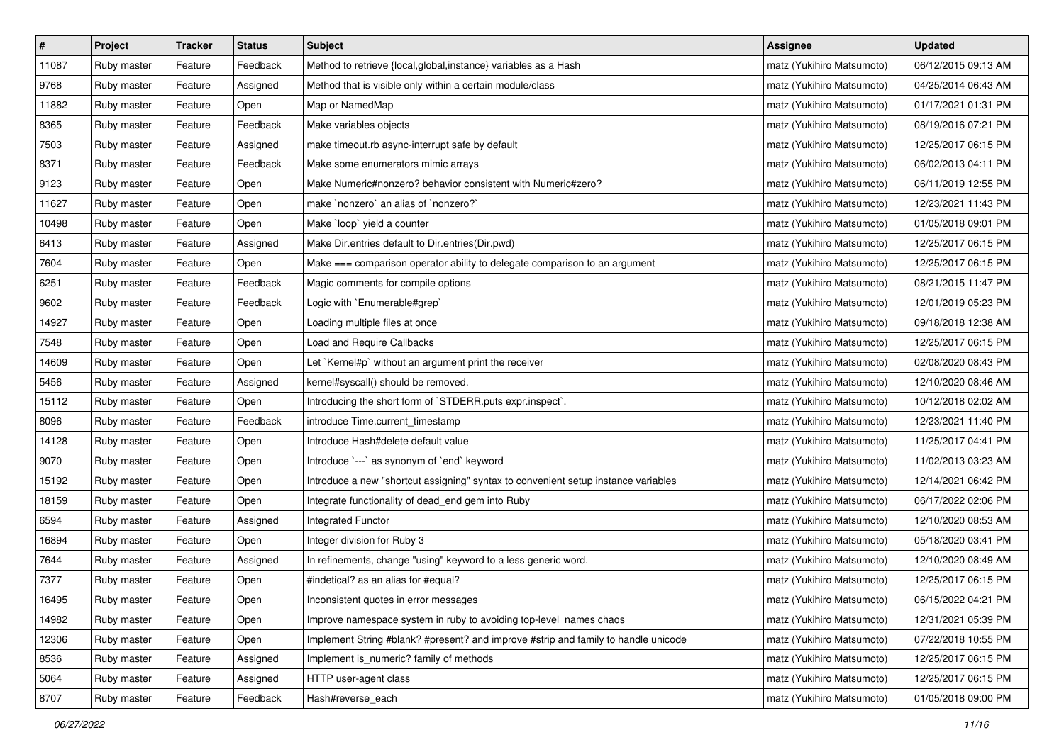| # | Project | Tracker | Status | Subject | Assignee | Updated |
|---|---|---|---|---|---|---|
| 11087 | Ruby master | Feature | Feedback | Method to retrieve {local,global,instance} variables as a Hash | matz (Yukihiro Matsumoto) | 06/12/2015 09:13 AM |
| 9768 | Ruby master | Feature | Assigned | Method that is visible only within a certain module/class | matz (Yukihiro Matsumoto) | 04/25/2014 06:43 AM |
| 11882 | Ruby master | Feature | Open | Map or NamedMap | matz (Yukihiro Matsumoto) | 01/17/2021 01:31 PM |
| 8365 | Ruby master | Feature | Feedback | Make variables objects | matz (Yukihiro Matsumoto) | 08/19/2016 07:21 PM |
| 7503 | Ruby master | Feature | Assigned | make timeout.rb async-interrupt safe by default | matz (Yukihiro Matsumoto) | 12/25/2017 06:15 PM |
| 8371 | Ruby master | Feature | Feedback | Make some enumerators mimic arrays | matz (Yukihiro Matsumoto) | 06/02/2013 04:11 PM |
| 9123 | Ruby master | Feature | Open | Make Numeric#nonzero? behavior consistent with Numeric#zero? | matz (Yukihiro Matsumoto) | 06/11/2019 12:55 PM |
| 11627 | Ruby master | Feature | Open | make `nonzero` an alias of `nonzero?` | matz (Yukihiro Matsumoto) | 12/23/2021 11:43 PM |
| 10498 | Ruby master | Feature | Open | Make `loop` yield a counter | matz (Yukihiro Matsumoto) | 01/05/2018 09:01 PM |
| 6413 | Ruby master | Feature | Assigned | Make Dir.entries default to Dir.entries(Dir.pwd) | matz (Yukihiro Matsumoto) | 12/25/2017 06:15 PM |
| 7604 | Ruby master | Feature | Open | Make === comparison operator ability to delegate comparison to an argument | matz (Yukihiro Matsumoto) | 12/25/2017 06:15 PM |
| 6251 | Ruby master | Feature | Feedback | Magic comments for compile options | matz (Yukihiro Matsumoto) | 08/21/2015 11:47 PM |
| 9602 | Ruby master | Feature | Feedback | Logic with `Enumerable#grep` | matz (Yukihiro Matsumoto) | 12/01/2019 05:23 PM |
| 14927 | Ruby master | Feature | Open | Loading multiple files at once | matz (Yukihiro Matsumoto) | 09/18/2018 12:38 AM |
| 7548 | Ruby master | Feature | Open | Load and Require Callbacks | matz (Yukihiro Matsumoto) | 12/25/2017 06:15 PM |
| 14609 | Ruby master | Feature | Open | Let `Kernel#p` without an argument print the receiver | matz (Yukihiro Matsumoto) | 02/08/2020 08:43 PM |
| 5456 | Ruby master | Feature | Assigned | kernel#syscall() should be removed. | matz (Yukihiro Matsumoto) | 12/10/2020 08:46 AM |
| 15112 | Ruby master | Feature | Open | Introducing the short form of `STDERR.puts expr.inspect`. | matz (Yukihiro Matsumoto) | 10/12/2018 02:02 AM |
| 8096 | Ruby master | Feature | Feedback | introduce Time.current_timestamp | matz (Yukihiro Matsumoto) | 12/23/2021 11:40 PM |
| 14128 | Ruby master | Feature | Open | Introduce Hash#delete default value | matz (Yukihiro Matsumoto) | 11/25/2017 04:41 PM |
| 9070 | Ruby master | Feature | Open | Introduce `---` as synonym of `end` keyword | matz (Yukihiro Matsumoto) | 11/02/2013 03:23 AM |
| 15192 | Ruby master | Feature | Open | Introduce a new "shortcut assigning" syntax to convenient setup instance variables | matz (Yukihiro Matsumoto) | 12/14/2021 06:42 PM |
| 18159 | Ruby master | Feature | Open | Integrate functionality of dead_end gem into Ruby | matz (Yukihiro Matsumoto) | 06/17/2022 02:06 PM |
| 6594 | Ruby master | Feature | Assigned | Integrated Functor | matz (Yukihiro Matsumoto) | 12/10/2020 08:53 AM |
| 16894 | Ruby master | Feature | Open | Integer division for Ruby 3 | matz (Yukihiro Matsumoto) | 05/18/2020 03:41 PM |
| 7644 | Ruby master | Feature | Assigned | In refinements, change "using" keyword to a less generic word. | matz (Yukihiro Matsumoto) | 12/10/2020 08:49 AM |
| 7377 | Ruby master | Feature | Open | #indetical? as an alias for #equal? | matz (Yukihiro Matsumoto) | 12/25/2017 06:15 PM |
| 16495 | Ruby master | Feature | Open | Inconsistent quotes in error messages | matz (Yukihiro Matsumoto) | 06/15/2022 04:21 PM |
| 14982 | Ruby master | Feature | Open | Improve namespace system in ruby to avoiding top-level names chaos | matz (Yukihiro Matsumoto) | 12/31/2021 05:39 PM |
| 12306 | Ruby master | Feature | Open | Implement String #blank? #present? and improve #strip and family to handle unicode | matz (Yukihiro Matsumoto) | 07/22/2018 10:55 PM |
| 8536 | Ruby master | Feature | Assigned | Implement is_numeric? family of methods | matz (Yukihiro Matsumoto) | 12/25/2017 06:15 PM |
| 5064 | Ruby master | Feature | Assigned | HTTP user-agent class | matz (Yukihiro Matsumoto) | 12/25/2017 06:15 PM |
| 8707 | Ruby master | Feature | Feedback | Hash#reverse_each | matz (Yukihiro Matsumoto) | 01/05/2018 09:00 PM |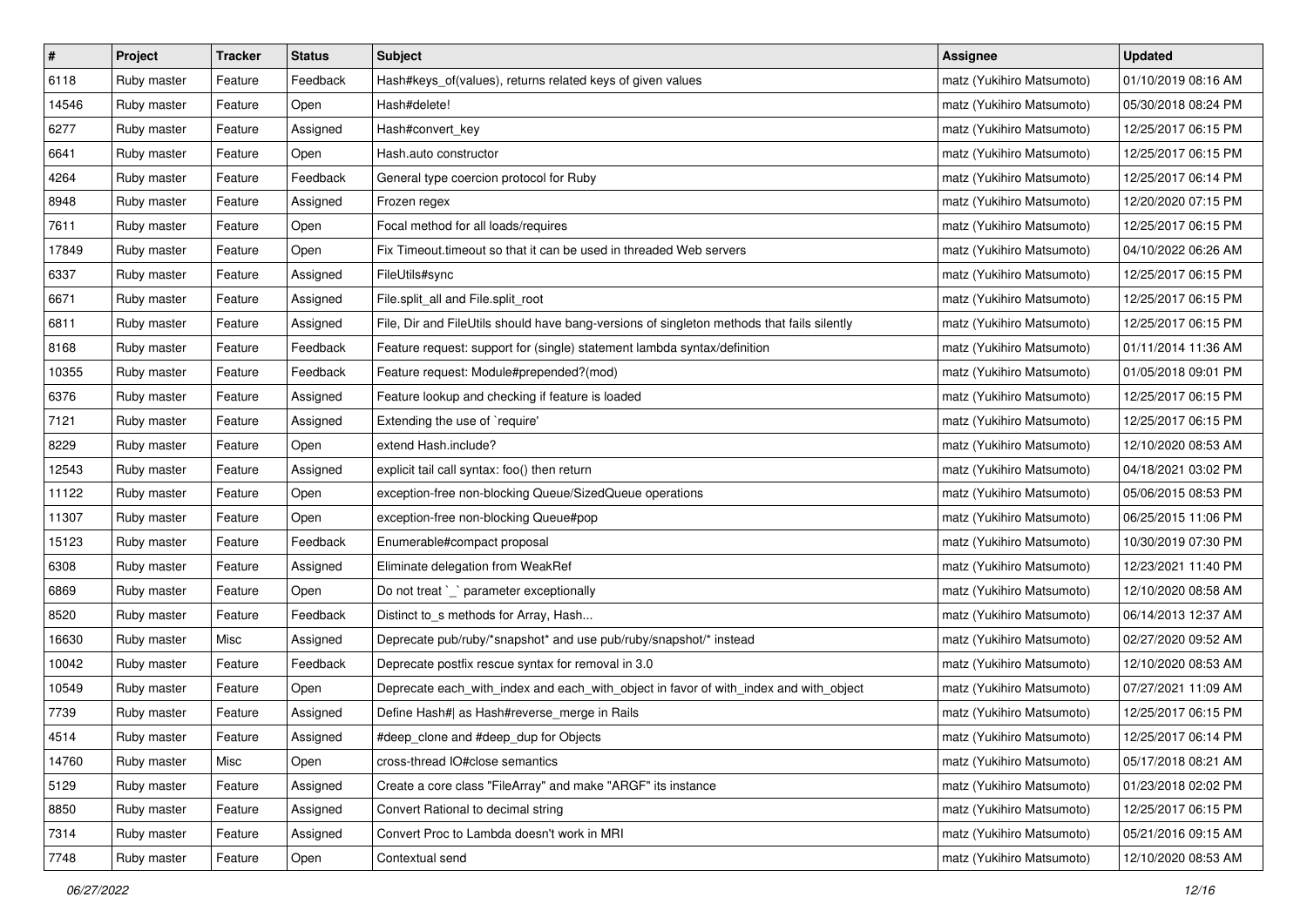| # | Project | Tracker | Status | Subject | Assignee | Updated |
|---|---|---|---|---|---|---|
| 6118 | Ruby master | Feature | Feedback | Hash#keys_of(values), returns related keys of given values | matz (Yukihiro Matsumoto) | 01/10/2019 08:16 AM |
| 14546 | Ruby master | Feature | Open | Hash#delete! | matz (Yukihiro Matsumoto) | 05/30/2018 08:24 PM |
| 6277 | Ruby master | Feature | Assigned | Hash#convert_key | matz (Yukihiro Matsumoto) | 12/25/2017 06:15 PM |
| 6641 | Ruby master | Feature | Open | Hash.auto constructor | matz (Yukihiro Matsumoto) | 12/25/2017 06:15 PM |
| 4264 | Ruby master | Feature | Feedback | General type coercion protocol for Ruby | matz (Yukihiro Matsumoto) | 12/25/2017 06:14 PM |
| 8948 | Ruby master | Feature | Assigned | Frozen regex | matz (Yukihiro Matsumoto) | 12/20/2020 07:15 PM |
| 7611 | Ruby master | Feature | Open | Focal method for all loads/requires | matz (Yukihiro Matsumoto) | 12/25/2017 06:15 PM |
| 17849 | Ruby master | Feature | Open | Fix Timeout.timeout so that it can be used in threaded Web servers | matz (Yukihiro Matsumoto) | 04/10/2022 06:26 AM |
| 6337 | Ruby master | Feature | Assigned | FileUtils#sync | matz (Yukihiro Matsumoto) | 12/25/2017 06:15 PM |
| 6671 | Ruby master | Feature | Assigned | File.split_all and File.split_root | matz (Yukihiro Matsumoto) | 12/25/2017 06:15 PM |
| 6811 | Ruby master | Feature | Assigned | File, Dir and FileUtils should have bang-versions of singleton methods that fails silently | matz (Yukihiro Matsumoto) | 12/25/2017 06:15 PM |
| 8168 | Ruby master | Feature | Feedback | Feature request: support for (single) statement lambda syntax/definition | matz (Yukihiro Matsumoto) | 01/11/2014 11:36 AM |
| 10355 | Ruby master | Feature | Feedback | Feature request: Module#prepended?(mod) | matz (Yukihiro Matsumoto) | 01/05/2018 09:01 PM |
| 6376 | Ruby master | Feature | Assigned | Feature lookup and checking if feature is loaded | matz (Yukihiro Matsumoto) | 12/25/2017 06:15 PM |
| 7121 | Ruby master | Feature | Assigned | Extending the use of `require' | matz (Yukihiro Matsumoto) | 12/25/2017 06:15 PM |
| 8229 | Ruby master | Feature | Open | extend Hash.include? | matz (Yukihiro Matsumoto) | 12/10/2020 08:53 AM |
| 12543 | Ruby master | Feature | Assigned | explicit tail call syntax: foo() then return | matz (Yukihiro Matsumoto) | 04/18/2021 03:02 PM |
| 11122 | Ruby master | Feature | Open | exception-free non-blocking Queue/SizedQueue operations | matz (Yukihiro Matsumoto) | 05/06/2015 08:53 PM |
| 11307 | Ruby master | Feature | Open | exception-free non-blocking Queue#pop | matz (Yukihiro Matsumoto) | 06/25/2015 11:06 PM |
| 15123 | Ruby master | Feature | Feedback | Enumerable#compact proposal | matz (Yukihiro Matsumoto) | 10/30/2019 07:30 PM |
| 6308 | Ruby master | Feature | Assigned | Eliminate delegation from WeakRef | matz (Yukihiro Matsumoto) | 12/23/2021 11:40 PM |
| 6869 | Ruby master | Feature | Open | Do not treat `_` parameter exceptionally | matz (Yukihiro Matsumoto) | 12/10/2020 08:58 AM |
| 8520 | Ruby master | Feature | Feedback | Distinct to_s methods for Array, Hash... | matz (Yukihiro Matsumoto) | 06/14/2013 12:37 AM |
| 16630 | Ruby master | Misc | Assigned | Deprecate pub/ruby/*snapshot* and use pub/ruby/snapshot/* instead | matz (Yukihiro Matsumoto) | 02/27/2020 09:52 AM |
| 10042 | Ruby master | Feature | Feedback | Deprecate postfix rescue syntax for removal in 3.0 | matz (Yukihiro Matsumoto) | 12/10/2020 08:53 AM |
| 10549 | Ruby master | Feature | Open | Deprecate each_with_index and each_with_object in favor of with_index and with_object | matz (Yukihiro Matsumoto) | 07/27/2021 11:09 AM |
| 7739 | Ruby master | Feature | Assigned | Define Hash#\| as Hash#reverse_merge in Rails | matz (Yukihiro Matsumoto) | 12/25/2017 06:15 PM |
| 4514 | Ruby master | Feature | Assigned | #deep_clone and #deep_dup for Objects | matz (Yukihiro Matsumoto) | 12/25/2017 06:14 PM |
| 14760 | Ruby master | Misc | Open | cross-thread IO#close semantics | matz (Yukihiro Matsumoto) | 05/17/2018 08:21 AM |
| 5129 | Ruby master | Feature | Assigned | Create a core class "FileArray" and make "ARGF" its instance | matz (Yukihiro Matsumoto) | 01/23/2018 02:02 PM |
| 8850 | Ruby master | Feature | Assigned | Convert Rational to decimal string | matz (Yukihiro Matsumoto) | 12/25/2017 06:15 PM |
| 7314 | Ruby master | Feature | Assigned | Convert Proc to Lambda doesn't work in MRI | matz (Yukihiro Matsumoto) | 05/21/2016 09:15 AM |
| 7748 | Ruby master | Feature | Open | Contextual send | matz (Yukihiro Matsumoto) | 12/10/2020 08:53 AM |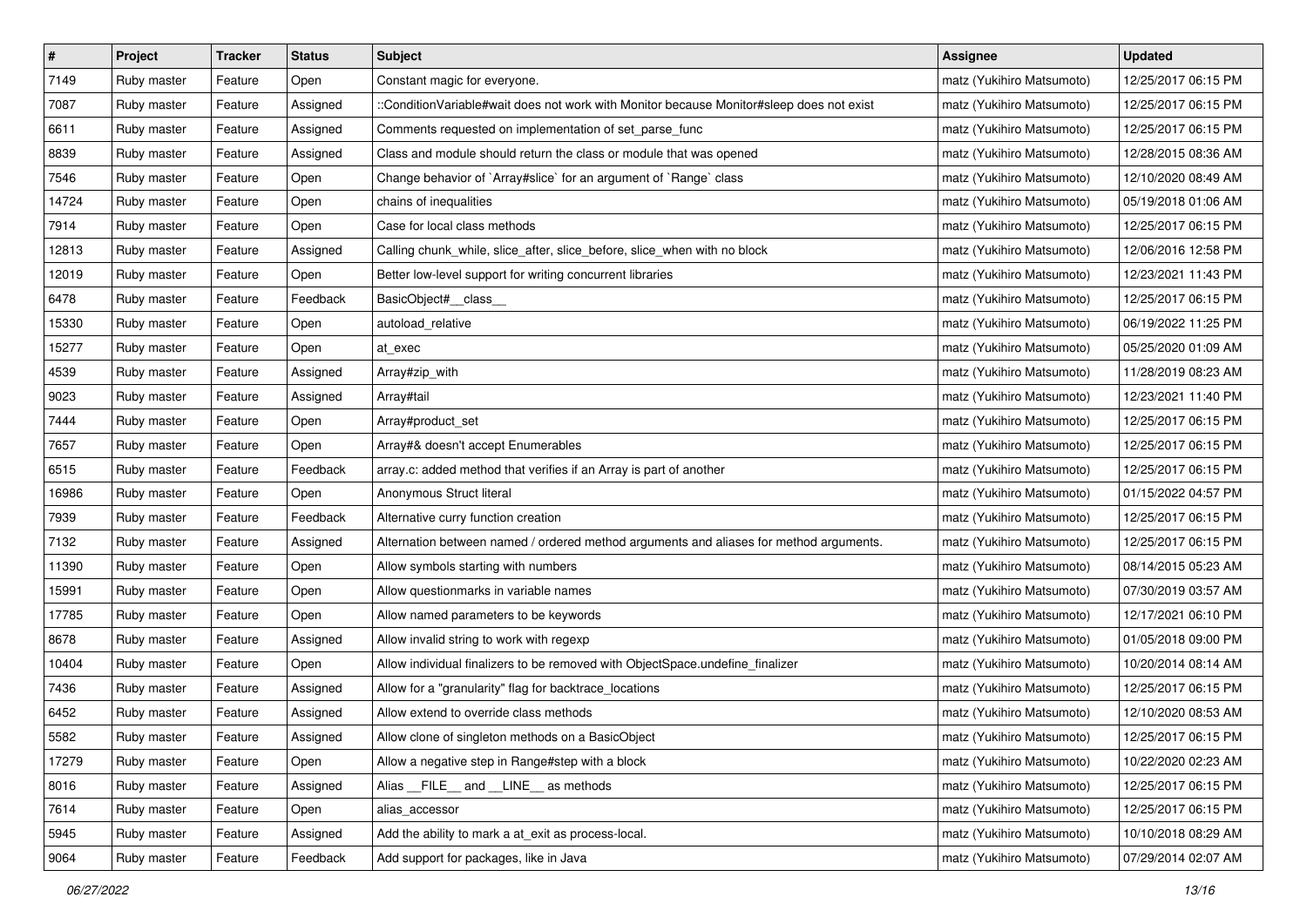| # | Project | Tracker | Status | Subject | Assignee | Updated |
|---|---|---|---|---|---|---|
| 7149 | Ruby master | Feature | Open | Constant magic for everyone. | matz (Yukihiro Matsumoto) | 12/25/2017 06:15 PM |
| 7087 | Ruby master | Feature | Assigned | ::ConditionVariable#wait does not work with Monitor because Monitor#sleep does not exist | matz (Yukihiro Matsumoto) | 12/25/2017 06:15 PM |
| 6611 | Ruby master | Feature | Assigned | Comments requested on implementation of set_parse_func | matz (Yukihiro Matsumoto) | 12/25/2017 06:15 PM |
| 8839 | Ruby master | Feature | Assigned | Class and module should return the class or module that was opened | matz (Yukihiro Matsumoto) | 12/28/2015 08:36 AM |
| 7546 | Ruby master | Feature | Open | Change behavior of `Array#slice` for an argument of `Range` class | matz (Yukihiro Matsumoto) | 12/10/2020 08:49 AM |
| 14724 | Ruby master | Feature | Open | chains of inequalities | matz (Yukihiro Matsumoto) | 05/19/2018 01:06 AM |
| 7914 | Ruby master | Feature | Open | Case for local class methods | matz (Yukihiro Matsumoto) | 12/25/2017 06:15 PM |
| 12813 | Ruby master | Feature | Assigned | Calling chunk_while, slice_after, slice_before, slice_when with no block | matz (Yukihiro Matsumoto) | 12/06/2016 12:58 PM |
| 12019 | Ruby master | Feature | Open | Better low-level support for writing concurrent libraries | matz (Yukihiro Matsumoto) | 12/23/2021 11:43 PM |
| 6478 | Ruby master | Feature | Feedback | BasicObject#__class__ | matz (Yukihiro Matsumoto) | 12/25/2017 06:15 PM |
| 15330 | Ruby master | Feature | Open | autoload_relative | matz (Yukihiro Matsumoto) | 06/19/2022 11:25 PM |
| 15277 | Ruby master | Feature | Open | at_exec | matz (Yukihiro Matsumoto) | 05/25/2020 01:09 AM |
| 4539 | Ruby master | Feature | Assigned | Array#zip_with | matz (Yukihiro Matsumoto) | 11/28/2019 08:23 AM |
| 9023 | Ruby master | Feature | Assigned | Array#tail | matz (Yukihiro Matsumoto) | 12/23/2021 11:40 PM |
| 7444 | Ruby master | Feature | Open | Array#product_set | matz (Yukihiro Matsumoto) | 12/25/2017 06:15 PM |
| 7657 | Ruby master | Feature | Open | Array#& doesn't accept Enumerables | matz (Yukihiro Matsumoto) | 12/25/2017 06:15 PM |
| 6515 | Ruby master | Feature | Feedback | array.c: added method that verifies if an Array is part of another | matz (Yukihiro Matsumoto) | 12/25/2017 06:15 PM |
| 16986 | Ruby master | Feature | Open | Anonymous Struct literal | matz (Yukihiro Matsumoto) | 01/15/2022 04:57 PM |
| 7939 | Ruby master | Feature | Feedback | Alternative curry function creation | matz (Yukihiro Matsumoto) | 12/25/2017 06:15 PM |
| 7132 | Ruby master | Feature | Assigned | Alternation between named / ordered method arguments and aliases for method arguments. | matz (Yukihiro Matsumoto) | 12/25/2017 06:15 PM |
| 11390 | Ruby master | Feature | Open | Allow symbols starting with numbers | matz (Yukihiro Matsumoto) | 08/14/2015 05:23 AM |
| 15991 | Ruby master | Feature | Open | Allow questionmarks in variable names | matz (Yukihiro Matsumoto) | 07/30/2019 03:57 AM |
| 17785 | Ruby master | Feature | Open | Allow named parameters to be keywords | matz (Yukihiro Matsumoto) | 12/17/2021 06:10 PM |
| 8678 | Ruby master | Feature | Assigned | Allow invalid string to work with regexp | matz (Yukihiro Matsumoto) | 01/05/2018 09:00 PM |
| 10404 | Ruby master | Feature | Open | Allow individual finalizers to be removed with ObjectSpace.undefine_finalizer | matz (Yukihiro Matsumoto) | 10/20/2014 08:14 AM |
| 7436 | Ruby master | Feature | Assigned | Allow for a "granularity" flag for backtrace_locations | matz (Yukihiro Matsumoto) | 12/25/2017 06:15 PM |
| 6452 | Ruby master | Feature | Assigned | Allow extend to override class methods | matz (Yukihiro Matsumoto) | 12/10/2020 08:53 AM |
| 5582 | Ruby master | Feature | Assigned | Allow clone of singleton methods on a BasicObject | matz (Yukihiro Matsumoto) | 12/25/2017 06:15 PM |
| 17279 | Ruby master | Feature | Open | Allow a negative step in Range#step with a block | matz (Yukihiro Matsumoto) | 10/22/2020 02:23 AM |
| 8016 | Ruby master | Feature | Assigned | Alias __FILE__ and __LINE__ as methods | matz (Yukihiro Matsumoto) | 12/25/2017 06:15 PM |
| 7614 | Ruby master | Feature | Open | alias_accessor | matz (Yukihiro Matsumoto) | 12/25/2017 06:15 PM |
| 5945 | Ruby master | Feature | Assigned | Add the ability to mark a at_exit as process-local. | matz (Yukihiro Matsumoto) | 10/10/2018 08:29 AM |
| 9064 | Ruby master | Feature | Feedback | Add support for packages, like in Java | matz (Yukihiro Matsumoto) | 07/29/2014 02:07 AM |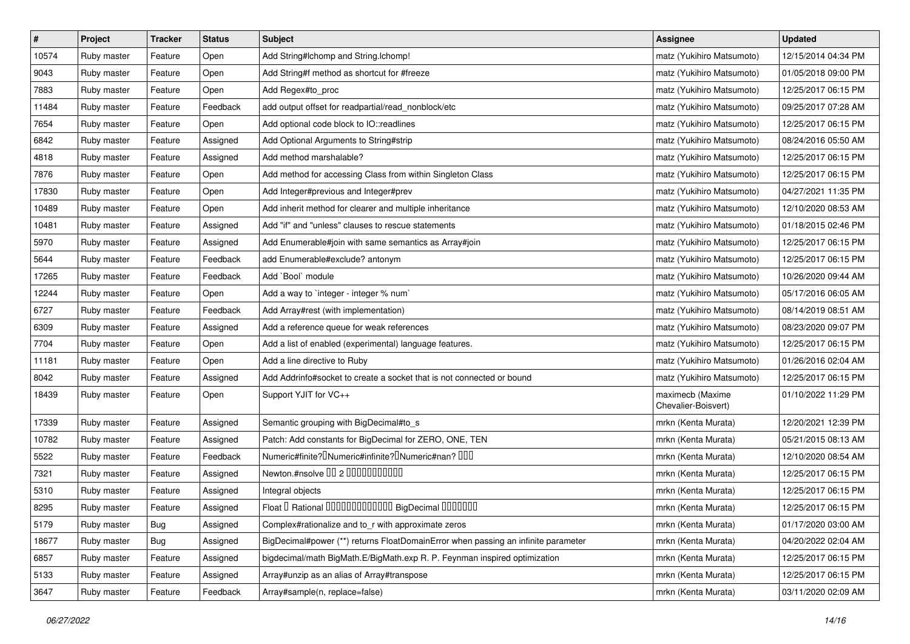| # | Project | Tracker | Status | Subject | Assignee | Updated |
|---|---|---|---|---|---|---|
| 10574 | Ruby master | Feature | Open | Add String#lchomp and String.lchomp! | matz (Yukihiro Matsumoto) | 12/15/2014 04:34 PM |
| 9043 | Ruby master | Feature | Open | Add String#f method as shortcut for #freeze | matz (Yukihiro Matsumoto) | 01/05/2018 09:00 PM |
| 7883 | Ruby master | Feature | Open | Add Regex#to_proc | matz (Yukihiro Matsumoto) | 12/25/2017 06:15 PM |
| 11484 | Ruby master | Feature | Feedback | add output offset for readpartial/read_nonblock/etc | matz (Yukihiro Matsumoto) | 09/25/2017 07:28 AM |
| 7654 | Ruby master | Feature | Open | Add optional code block to IO::readlines | matz (Yukihiro Matsumoto) | 12/25/2017 06:15 PM |
| 6842 | Ruby master | Feature | Assigned | Add Optional Arguments to String#strip | matz (Yukihiro Matsumoto) | 08/24/2016 05:50 AM |
| 4818 | Ruby master | Feature | Assigned | Add method marshalable? | matz (Yukihiro Matsumoto) | 12/25/2017 06:15 PM |
| 7876 | Ruby master | Feature | Open | Add method for accessing Class from within Singleton Class | matz (Yukihiro Matsumoto) | 12/25/2017 06:15 PM |
| 17830 | Ruby master | Feature | Open | Add Integer#previous and Integer#prev | matz (Yukihiro Matsumoto) | 04/27/2021 11:35 PM |
| 10489 | Ruby master | Feature | Open | Add inherit method for clearer and multiple inheritance | matz (Yukihiro Matsumoto) | 12/10/2020 08:53 AM |
| 10481 | Ruby master | Feature | Assigned | Add "if" and "unless" clauses to rescue statements | matz (Yukihiro Matsumoto) | 01/18/2015 02:46 PM |
| 5970 | Ruby master | Feature | Assigned | Add Enumerable#join with same semantics as Array#join | matz (Yukihiro Matsumoto) | 12/25/2017 06:15 PM |
| 5644 | Ruby master | Feature | Feedback | add Enumerable#exclude? antonym | matz (Yukihiro Matsumoto) | 12/25/2017 06:15 PM |
| 17265 | Ruby master | Feature | Feedback | Add `Bool` module | matz (Yukihiro Matsumoto) | 10/26/2020 09:44 AM |
| 12244 | Ruby master | Feature | Open | Add a way to `integer - integer % num` | matz (Yukihiro Matsumoto) | 05/17/2016 06:05 AM |
| 6727 | Ruby master | Feature | Feedback | Add Array#rest (with implementation) | matz (Yukihiro Matsumoto) | 08/14/2019 08:51 AM |
| 6309 | Ruby master | Feature | Assigned | Add a reference queue for weak references | matz (Yukihiro Matsumoto) | 08/23/2020 09:07 PM |
| 7704 | Ruby master | Feature | Open | Add a list of enabled (experimental) language features. | matz (Yukihiro Matsumoto) | 12/25/2017 06:15 PM |
| 11181 | Ruby master | Feature | Open | Add a line directive to Ruby | matz (Yukihiro Matsumoto) | 01/26/2016 02:04 AM |
| 8042 | Ruby master | Feature | Assigned | Add Addrinfo#socket to create a socket that is not connected or bound | matz (Yukihiro Matsumoto) | 12/25/2017 06:15 PM |
| 18439 | Ruby master | Feature | Open | Support YJIT for VC++ | maximecb (Maxime Chevalier-Boisvert) | 01/10/2022 11:29 PM |
| 17339 | Ruby master | Feature | Assigned | Semantic grouping with BigDecimal#to_s | mrkn (Kenta Murata) | 12/20/2021 12:39 PM |
| 10782 | Ruby master | Feature | Assigned | Patch: Add constants for BigDecimal for ZERO, ONE, TEN | mrkn (Kenta Murata) | 05/21/2015 08:13 AM |
| 5522 | Ruby master | Feature | Feedback | Numeric#finite?　Numeric#infinite?　Numeric#nan? ��� | mrkn (Kenta Murata) | 12/10/2020 08:54 AM |
| 7321 | Ruby master | Feature | Assigned | Newton.#nsolve �� 2 ����������� | mrkn (Kenta Murata) | 12/25/2017 06:15 PM |
| 5310 | Ruby master | Feature | Assigned | Integral objects | mrkn (Kenta Murata) | 12/25/2017 06:15 PM |
| 8295 | Ruby master | Feature | Assigned | Float � Rational ������������� BigDecimal ������� | mrkn (Kenta Murata) | 12/25/2017 06:15 PM |
| 5179 | Ruby master | Bug | Assigned | Complex#rationalize and to_r with approximate zeros | mrkn (Kenta Murata) | 01/17/2020 03:00 AM |
| 18677 | Ruby master | Bug | Assigned | BigDecimal#power (**) returns FloatDomainError when passing an infinite parameter | mrkn (Kenta Murata) | 04/20/2022 02:04 AM |
| 6857 | Ruby master | Feature | Assigned | bigdecimal/math BigMath.E/BigMath.exp R. P. Feynman inspired optimization | mrkn (Kenta Murata) | 12/25/2017 06:15 PM |
| 5133 | Ruby master | Feature | Assigned | Array#unzip as an alias of Array#transpose | mrkn (Kenta Murata) | 12/25/2017 06:15 PM |
| 3647 | Ruby master | Feature | Feedback | Array#sample(n, replace=false) | mrkn (Kenta Murata) | 03/11/2020 02:09 AM |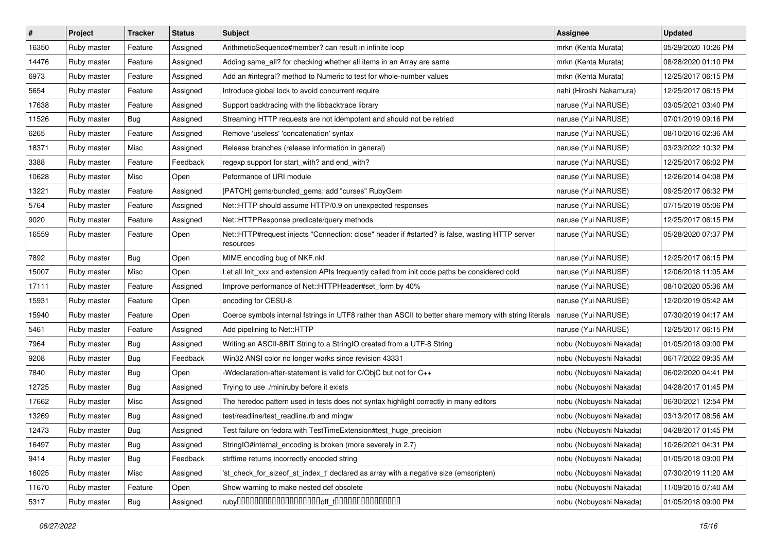| # | Project | Tracker | Status | Subject | Assignee | Updated |
|---|---|---|---|---|---|---|
| 16350 | Ruby master | Feature | Assigned | ArithmeticSequence#member? can result in infinite loop | mrkn (Kenta Murata) | 05/29/2020 10:26 PM |
| 14476 | Ruby master | Feature | Assigned | Adding same_all? for checking whether all items in an Array are same | mrkn (Kenta Murata) | 08/28/2020 01:10 PM |
| 6973 | Ruby master | Feature | Assigned | Add an #integral? method to Numeric to test for whole-number values | mrkn (Kenta Murata) | 12/25/2017 06:15 PM |
| 5654 | Ruby master | Feature | Assigned | Introduce global lock to avoid concurrent require | nahi (Hiroshi Nakamura) | 12/25/2017 06:15 PM |
| 17638 | Ruby master | Feature | Assigned | Support backtracing with the libbacktrace library | naruse (Yui NARUSE) | 03/05/2021 03:40 PM |
| 11526 | Ruby master | Bug | Assigned | Streaming HTTP requests are not idempotent and should not be retried | naruse (Yui NARUSE) | 07/01/2019 09:16 PM |
| 6265 | Ruby master | Feature | Assigned | Remove 'useless' 'concatenation' syntax | naruse (Yui NARUSE) | 08/10/2016 02:36 AM |
| 18371 | Ruby master | Misc | Assigned | Release branches (release information in general) | naruse (Yui NARUSE) | 03/23/2022 10:32 PM |
| 3388 | Ruby master | Feature | Feedback | regexp support for start_with? and end_with? | naruse (Yui NARUSE) | 12/25/2017 06:02 PM |
| 10628 | Ruby master | Misc | Open | Peformance of URI module | naruse (Yui NARUSE) | 12/26/2014 04:08 PM |
| 13221 | Ruby master | Feature | Assigned | [PATCH] gems/bundled_gems: add "curses" RubyGem | naruse (Yui NARUSE) | 09/25/2017 06:32 PM |
| 5764 | Ruby master | Feature | Assigned | Net::HTTP should assume HTTP/0.9 on unexpected responses | naruse (Yui NARUSE) | 07/15/2019 05:06 PM |
| 9020 | Ruby master | Feature | Assigned | Net::HTTPResponse predicate/query methods | naruse (Yui NARUSE) | 12/25/2017 06:15 PM |
| 16559 | Ruby master | Feature | Open | Net::HTTP#request injects "Connection: close" header if #started? is false, wasting HTTP server resources | naruse (Yui NARUSE) | 05/28/2020 07:37 PM |
| 7892 | Ruby master | Bug | Open | MIME encoding bug of NKF.nkf | naruse (Yui NARUSE) | 12/25/2017 06:15 PM |
| 15007 | Ruby master | Misc | Open | Let all Init_xxx and extension APIs frequently called from init code paths be considered cold | naruse (Yui NARUSE) | 12/06/2018 11:05 AM |
| 17111 | Ruby master | Feature | Assigned | Improve performance of Net::HTTPHeader#set_form by 40% | naruse (Yui NARUSE) | 08/10/2020 05:36 AM |
| 15931 | Ruby master | Feature | Open | encoding for CESU-8 | naruse (Yui NARUSE) | 12/20/2019 05:42 AM |
| 15940 | Ruby master | Feature | Open | Coerce symbols internal fstrings in UTF8 rather than ASCII to better share memory with string literals | naruse (Yui NARUSE) | 07/30/2019 04:17 AM |
| 5461 | Ruby master | Feature | Assigned | Add pipelining to Net::HTTP | naruse (Yui NARUSE) | 12/25/2017 06:15 PM |
| 7964 | Ruby master | Bug | Assigned | Writing an ASCII-8BIT String to a StringIO created from a UTF-8 String | nobu (Nobuyoshi Nakada) | 01/05/2018 09:00 PM |
| 9208 | Ruby master | Bug | Feedback | Win32 ANSI color no longer works since revision 43331 | nobu (Nobuyoshi Nakada) | 06/17/2022 09:35 AM |
| 7840 | Ruby master | Bug | Open | -Wdeclaration-after-statement is valid for C/ObjC but not for C++ | nobu (Nobuyoshi Nakada) | 06/02/2020 04:41 PM |
| 12725 | Ruby master | Bug | Assigned | Trying to use ./miniruby before it exists | nobu (Nobuyoshi Nakada) | 04/28/2017 01:45 PM |
| 17662 | Ruby master | Misc | Assigned | The heredoc pattern used in tests does not syntax highlight correctly in many editors | nobu (Nobuyoshi Nakada) | 06/30/2021 12:54 PM |
| 13269 | Ruby master | Bug | Assigned | test/readline/test_readline.rb and mingw | nobu (Nobuyoshi Nakada) | 03/13/2017 08:56 AM |
| 12473 | Ruby master | Bug | Assigned | Test failure on fedora with TestTimeExtension#test_huge_precision | nobu (Nobuyoshi Nakada) | 04/28/2017 01:45 PM |
| 16497 | Ruby master | Bug | Assigned | StringIO#internal_encoding is broken (more severely in 2.7) | nobu (Nobuyoshi Nakada) | 10/26/2021 04:31 PM |
| 9414 | Ruby master | Bug | Feedback | strftime returns incorrectly encoded string | nobu (Nobuyoshi Nakada) | 01/05/2018 09:00 PM |
| 16025 | Ruby master | Misc | Assigned | 'st_check_for_sizeof_st_index_t' declared as array with a negative size (emscripten) | nobu (Nobuyoshi Nakada) | 07/30/2019 11:20 AM |
| 11670 | Ruby master | Feature | Open | Show warning to make nested def obsolete | nobu (Nobuyoshi Nakada) | 11/09/2015 07:40 AM |
| 5317 | Ruby master | Bug | Assigned | ruby�������������������off_t��������������� | nobu (Nobuyoshi Nakada) | 01/05/2018 09:00 PM |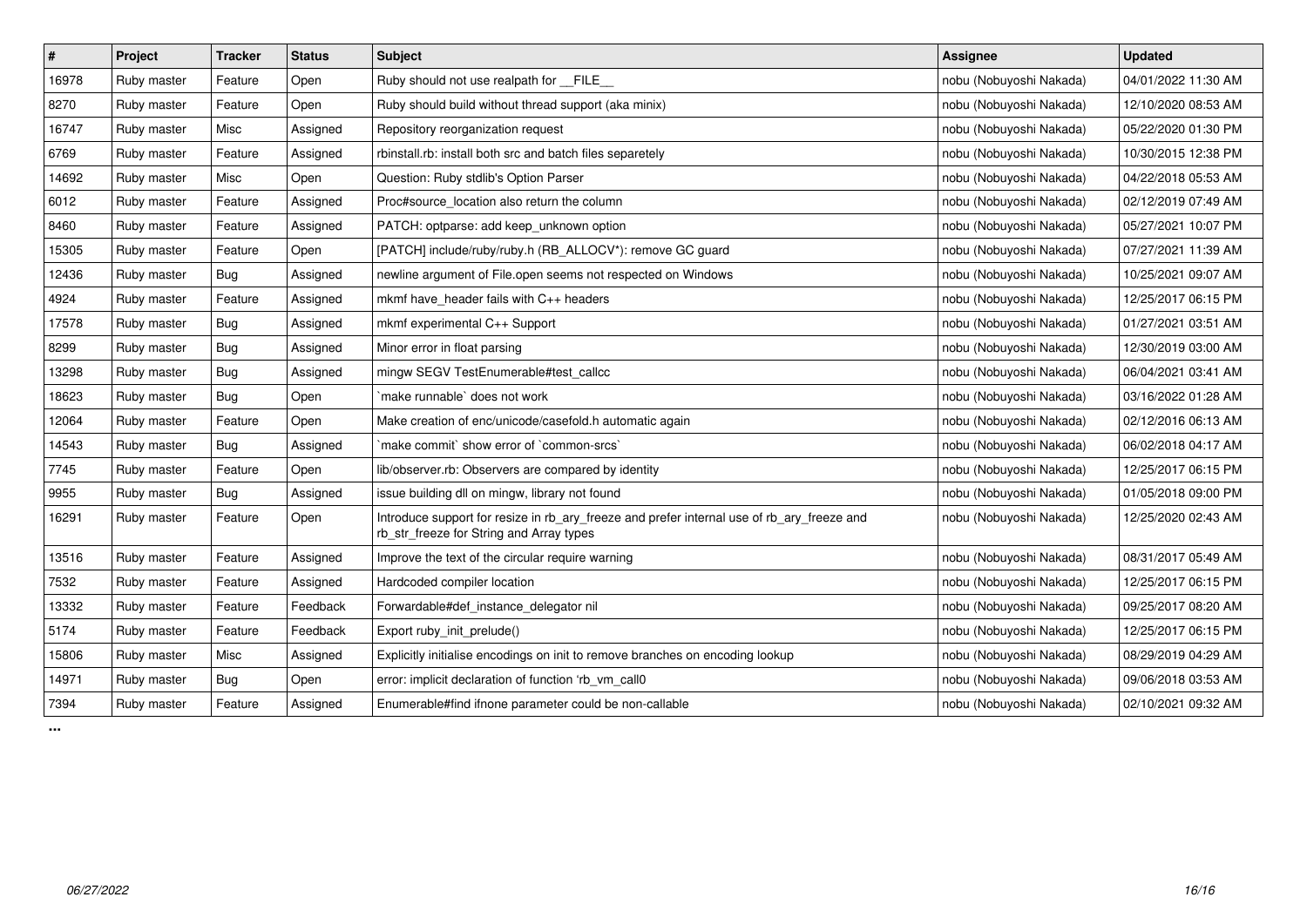| # | Project | Tracker | Status | Subject | Assignee | Updated |
|---|---|---|---|---|---|---|
| 16978 | Ruby master | Feature | Open | Ruby should not use realpath for __FILE__ | nobu (Nobuyoshi Nakada) | 04/01/2022 11:30 AM |
| 8270 | Ruby master | Feature | Open | Ruby should build without thread support (aka minix) | nobu (Nobuyoshi Nakada) | 12/10/2020 08:53 AM |
| 16747 | Ruby master | Misc | Assigned | Repository reorganization request | nobu (Nobuyoshi Nakada) | 05/22/2020 01:30 PM |
| 6769 | Ruby master | Feature | Assigned | rbinstall.rb: install both src and batch files separetely | nobu (Nobuyoshi Nakada) | 10/30/2015 12:38 PM |
| 14692 | Ruby master | Misc | Open | Question: Ruby stdlib's Option Parser | nobu (Nobuyoshi Nakada) | 04/22/2018 05:53 AM |
| 6012 | Ruby master | Feature | Assigned | Proc#source_location also return the column | nobu (Nobuyoshi Nakada) | 02/12/2019 07:49 AM |
| 8460 | Ruby master | Feature | Assigned | PATCH: optparse: add keep_unknown option | nobu (Nobuyoshi Nakada) | 05/27/2021 10:07 PM |
| 15305 | Ruby master | Feature | Open | [PATCH] include/ruby/ruby.h (RB_ALLOCV*): remove GC guard | nobu (Nobuyoshi Nakada) | 07/27/2021 11:39 AM |
| 12436 | Ruby master | Bug | Assigned | newline argument of File.open seems not respected on Windows | nobu (Nobuyoshi Nakada) | 10/25/2021 09:07 AM |
| 4924 | Ruby master | Feature | Assigned | mkmf have_header fails with C++ headers | nobu (Nobuyoshi Nakada) | 12/25/2017 06:15 PM |
| 17578 | Ruby master | Bug | Assigned | mkmf experimental C++ Support | nobu (Nobuyoshi Nakada) | 01/27/2021 03:51 AM |
| 8299 | Ruby master | Bug | Assigned | Minor error in float parsing | nobu (Nobuyoshi Nakada) | 12/30/2019 03:00 AM |
| 13298 | Ruby master | Bug | Assigned | mingw SEGV TestEnumerable#test_callcc | nobu (Nobuyoshi Nakada) | 06/04/2021 03:41 AM |
| 18623 | Ruby master | Bug | Open | `make runnable` does not work | nobu (Nobuyoshi Nakada) | 03/16/2022 01:28 AM |
| 12064 | Ruby master | Feature | Open | Make creation of enc/unicode/casefold.h automatic again | nobu (Nobuyoshi Nakada) | 02/12/2016 06:13 AM |
| 14543 | Ruby master | Bug | Assigned | `make commit` show error of `common-srcs` | nobu (Nobuyoshi Nakada) | 06/02/2018 04:17 AM |
| 7745 | Ruby master | Feature | Open | lib/observer.rb: Observers are compared by identity | nobu (Nobuyoshi Nakada) | 12/25/2017 06:15 PM |
| 9955 | Ruby master | Bug | Assigned | issue building dll on mingw, library not found | nobu (Nobuyoshi Nakada) | 01/05/2018 09:00 PM |
| 16291 | Ruby master | Feature | Open | Introduce support for resize in rb_ary_freeze and prefer internal use of rb_ary_freeze and rb_str_freeze for String and Array types | nobu (Nobuyoshi Nakada) | 12/25/2020 02:43 AM |
| 13516 | Ruby master | Feature | Assigned | Improve the text of the circular require warning | nobu (Nobuyoshi Nakada) | 08/31/2017 05:49 AM |
| 7532 | Ruby master | Feature | Assigned | Hardcoded compiler location | nobu (Nobuyoshi Nakada) | 12/25/2017 06:15 PM |
| 13332 | Ruby master | Feature | Feedback | Forwardable#def_instance_delegator nil | nobu (Nobuyoshi Nakada) | 09/25/2017 08:20 AM |
| 5174 | Ruby master | Feature | Feedback | Export ruby_init_prelude() | nobu (Nobuyoshi Nakada) | 12/25/2017 06:15 PM |
| 15806 | Ruby master | Misc | Assigned | Explicitly initialise encodings on init to remove branches on encoding lookup | nobu (Nobuyoshi Nakada) | 08/29/2019 04:29 AM |
| 14971 | Ruby master | Bug | Open | error: implicit declaration of function 'rb_vm_call0 | nobu (Nobuyoshi Nakada) | 09/06/2018 03:53 AM |
| 7394 | Ruby master | Feature | Assigned | Enumerable#find ifnone parameter could be non-callable | nobu (Nobuyoshi Nakada) | 02/10/2021 09:32 AM |

...